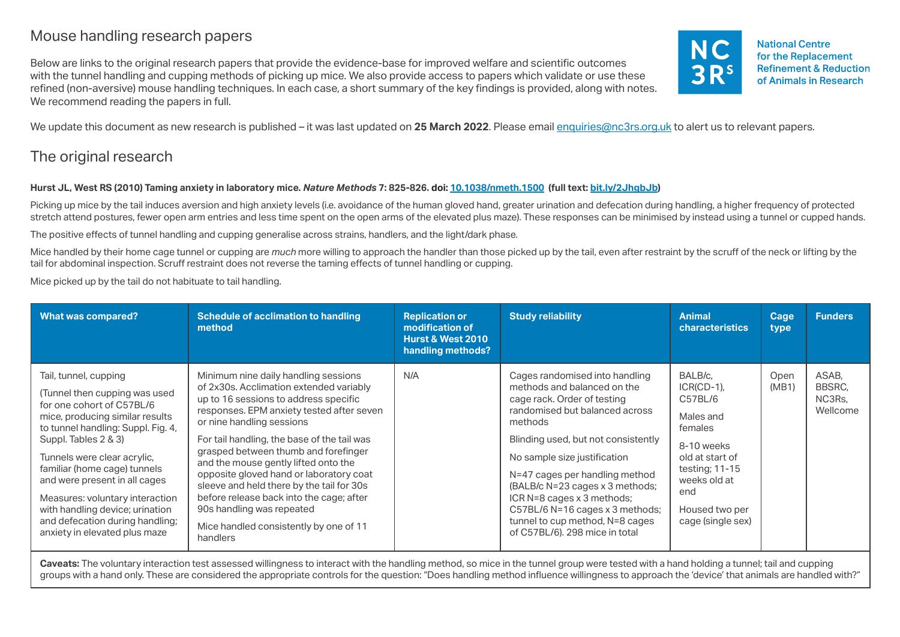# Mouse handling research papers

Below are links to the original research papers that provide the evidence-base for improved welfare and scientific outcomes with the tunnel handling and cupping methods of picking up mice. We also provide access to papers which validate or use these refined (non-aversive) mouse handling techniques. In each case, a short summary of the key findings is provided, along with notes. We recommend reading the papers in full.

National Centre for the Replacement Refinement & Reduction of Animals in Research

We update this document as new research is published – it was last updated on **25 March 2022**. Please email enquiries@nc3rs.org.uk to alert us to relevant papers.

## The original research

**Hurst JL, West RS (2010) Taming anxiety in laboratory mice. *Nature Methods* 7: 825-826. doi: 10.1038/nmeth.1500 (full text: bit.ly/2JhgbJb)**

Picking up mice by the tail induces aversion and high anxiety levels (i.e. avoidance of the human gloved hand, greater urination and defecation during handling, a higher frequency of protected stretch attend postures, fewer open arm entries and less time spent on the open arms of the elevated plus maze). These responses can be minimised by instead using a tunnel or cupped hands.

The positive effects of tunnel handling and cupping generalise across strains, handlers, and the light/dark phase.

Mice handled by their home cage tunnel or cupping are *much* more willing to approach the handler than those picked up by the tail, even after restraint by the scruff of the neck or lifting by the tail for abdominal inspection. Scruff restraint does not reverse the taming effects of tunnel handling or cupping.

Mice picked up by the tail do not habituate to tail handling.

| What was compared? | Schedule of acclimation to handling method | Replication or modification of Hurst & West 2010 handling methods? | Study reliability | Animal characteristics | Cage type | Funders |
|---|---|---|---|---|---|---|
| Tail, tunnel, cupping<br><br>(Tunnel then cupping was used for one cohort of C57BL/6 mice, producing similar results to tunnel handling: Suppl. Fig. 4, Suppl. Tables 2 & 3)<br><br>Tunnels were clear acrylic, familiar (home cage) tunnels and were present in all cages<br><br>Measures: voluntary interaction with handling device; urination and defecation during handling; anxiety in elevated plus maze | Minimum nine daily handling sessions of 2x30s. Acclimation extended variably up to 16 sessions to address specific responses. EPM anxiety tested after seven or nine handling sessions<br><br>For tail handling, the base of the tail was grasped between thumb and forefinger and the mouse gently lifted onto the opposite gloved hand or laboratory coat sleeve and held there by the tail for 30s before release back into the cage; after 90s handling was repeated<br><br>Mice handled consistently by one of 11 handlers | N/A | Cages randomised into handling methods and balanced on the cage rack. Order of testing randomised but balanced across methods<br><br>Blinding used, but not consistently<br><br>No sample size justification<br><br>N=47 cages per handling method (BALB/c N=23 cages x 3 methods; ICR N=8 cages x 3 methods; C57BL/6 N=16 cages x 3 methods; tunnel to cup method, N=8 cages of C57BL/6). 298 mice in total | BALB/c, ICR(CD-1), C57BL/6<br><br>Males and females<br><br>8-10 weeks old at start of testing; 11-15 weeks old at end<br><br>Housed two per cage (single sex) | Open (MB1) | ASAB, BBSRC, NC3Rs, Wellcome |

**Caveats:** The voluntary interaction test assessed willingness to interact with the handling method, so mice in the tunnel group were tested with a hand holding a tunnel; tail and cupping groups with a hand only. These are considered the appropriate controls for the question: "Does handling method influence willingness to approach the 'device' that animals are handled with?"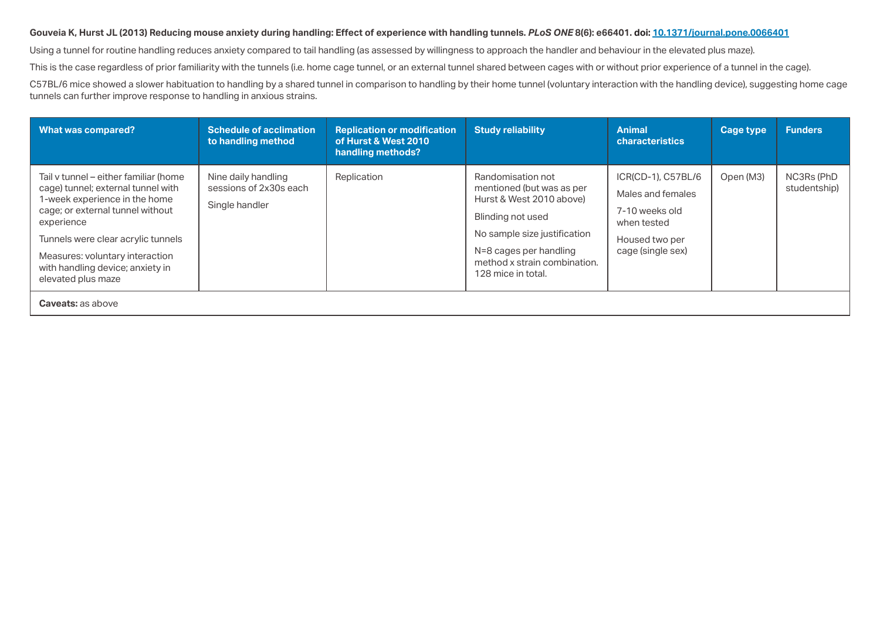**Gouveia K, Hurst JL (2013) Reducing mouse anxiety during handling: Effect of experience with handling tunnels. *PLoS ONE* 8(6): e66401. doi: [10.1371/journal.pone.0066401](https://doi.org/10.1371/journal.pone.0066401)**

Using a tunnel for routine handling reduces anxiety compared to tail handling (as assessed by willingness to approach the handler and behaviour in the elevated plus maze).

This is the case regardless of prior familiarity with the tunnels (i.e. home cage tunnel, or an external tunnel shared between cages with or without prior experience of a tunnel in the cage).

C57BL/6 mice showed a slower habituation to handling by a shared tunnel in comparison to handling by their home tunnel (voluntary interaction with the handling device), suggesting home cage tunnels can further improve response to handling in anxious strains.

| What was compared? | Schedule of acclimation to handling method | Replication or modification of Hurst & West 2010 handling methods? | Study reliability | Animal characteristics | Cage type | Funders |
|---|---|---|---|---|---|---|
| Tail v tunnel – either familiar (home cage) tunnel; external tunnel with 1-week experience in the home cage; or external tunnel without experience<br><br>Tunnels were clear acrylic tunnels<br><br>Measures: voluntary interaction with handling device; anxiety in elevated plus maze | Nine daily handling sessions of 2x30s each<br><br>Single handler | Replication | Randomisation not mentioned (but was as per Hurst & West 2010 above)<br><br>Blinding not used<br><br>No sample size justification<br><br>N=8 cages per handling method x strain combination. 128 mice in total. | ICR(CD-1), C57BL/6<br><br>Males and females<br><br>7-10 weeks old when tested<br><br>Housed two per cage (single sex) | Open (M3) | NC3Rs (PhD studentship) |
| **Caveats:** as above | | | | | | |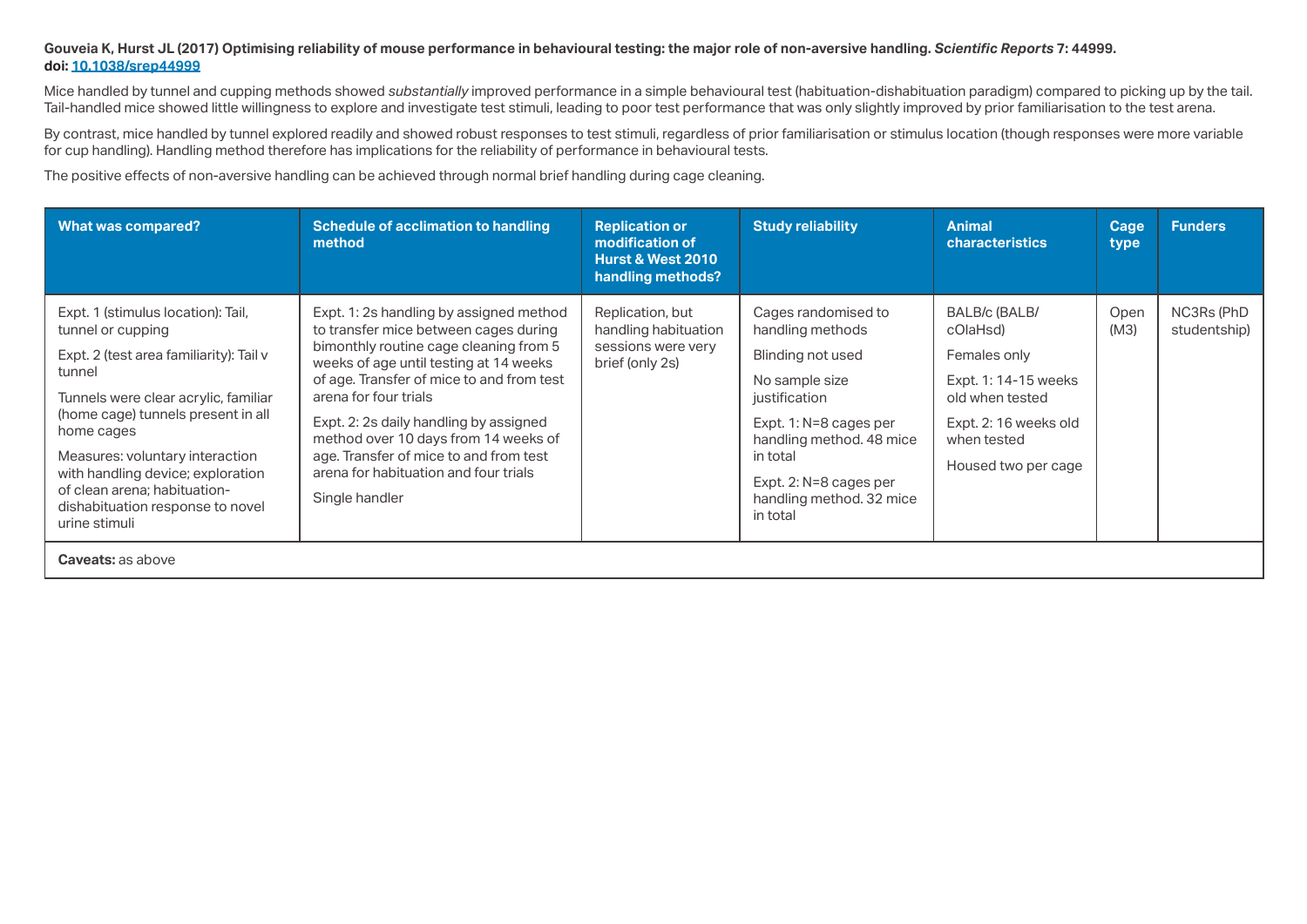**Gouveia K, Hurst JL (2017) Optimising reliability of mouse performance in behavioural testing: the major role of non-aversive handling.** ***Scientific Reports*** **7: 44999.**
**doi: [10.1038/srep44999](https://doi.org/10.1038/srep44999)**

Mice handled by tunnel and cupping methods showed *substantially* improved performance in a simple behavioural test (habituation-dishabituation paradigm) compared to picking up by the tail. Tail-handled mice showed little willingness to explore and investigate test stimuli, leading to poor test performance that was only slightly improved by prior familiarisation to the test arena.

By contrast, mice handled by tunnel explored readily and showed robust responses to test stimuli, regardless of prior familiarisation or stimulus location (though responses were more variable for cup handling). Handling method therefore has implications for the reliability of performance in behavioural tests.

The positive effects of non-aversive handling can be achieved through normal brief handling during cage cleaning.

| What was compared? | Schedule of acclimation to handling method | Replication or modification of Hurst & West 2010 handling methods? | Study reliability | Animal characteristics | Cage type | Funders |
|---|---|---|---|---|---|---|
| Expt. 1 (stimulus location): Tail, tunnel or cupping<br><br>Expt. 2 (test area familiarity): Tail v tunnel<br><br>Tunnels were clear acrylic, familiar (home cage) tunnels present in all home cages<br><br>Measures: voluntary interaction with handling device; exploration of clean arena; habituation-dishabituation response to novel urine stimuli | Expt. 1: 2s handling by assigned method to transfer mice between cages during bimonthly routine cage cleaning from 5 weeks of age until testing at 14 weeks of age. Transfer of mice to and from test arena for four trials<br><br>Expt. 2: 2s daily handling by assigned method over 10 days from 14 weeks of age. Transfer of mice to and from test arena for habituation and four trials<br><br>Single handler | Replication, but handling habituation sessions were very brief (only 2s) | Cages randomised to handling methods<br><br>Blinding not used<br><br>No sample size justification<br><br>Expt. 1: N=8 cages per handling method. 48 mice in total<br><br>Expt. 2: N=8 cages per handling method. 32 mice in total | BALB/c (BALB/cOlaHsd)<br><br>Females only<br><br>Expt. 1: 14-15 weeks old when tested<br><br>Expt. 2: 16 weeks old when tested<br><br>Housed two per cage | Open (M3) | NC3Rs (PhD studentship) |
| **Caveats:** as above | | | | | | |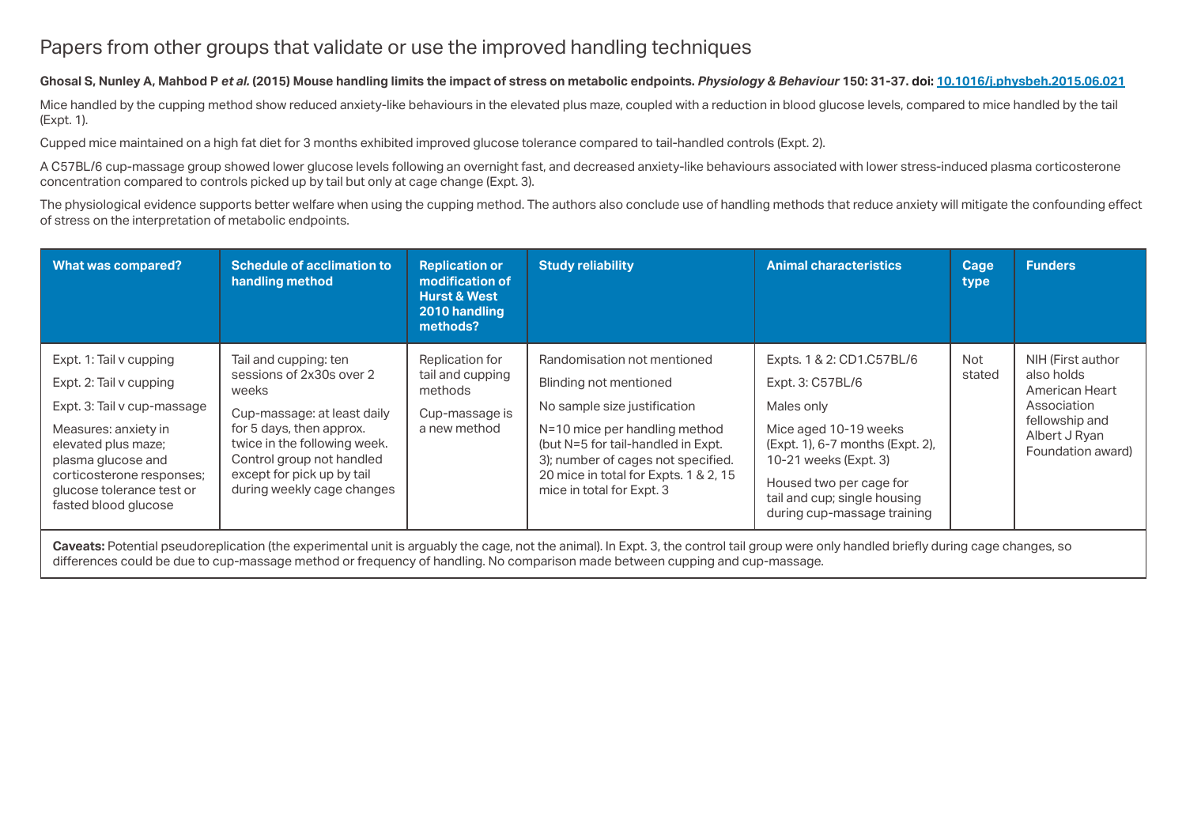## Papers from other groups that validate or use the improved handling techniques

**Ghosal S, Nunley A, Mahbod P *et al.* (2015) Mouse handling limits the impact of stress on metabolic endpoints. *Physiology & Behaviour* 150: 31-37. doi: 10.1016/j.physbeh.2015.06.021**

Mice handled by the cupping method show reduced anxiety-like behaviours in the elevated plus maze, coupled with a reduction in blood glucose levels, compared to mice handled by the tail (Expt. 1).

Cupped mice maintained on a high fat diet for 3 months exhibited improved glucose tolerance compared to tail-handled controls (Expt. 2).

A C57BL/6 cup-massage group showed lower glucose levels following an overnight fast, and decreased anxiety-like behaviours associated with lower stress-induced plasma corticosterone concentration compared to controls picked up by tail but only at cage change (Expt. 3).

The physiological evidence supports better welfare when using the cupping method. The authors also conclude use of handling methods that reduce anxiety will mitigate the confounding effect of stress on the interpretation of metabolic endpoints.

| What was compared? | Schedule of acclimation to handling method | Replication or modification of Hurst & West 2010 handling methods? | Study reliability | Animal characteristics | Cage type | Funders |
|---|---|---|---|---|---|---|
| Expt. 1: Tail v cupping<br>Expt. 2: Tail v cupping<br>Expt. 3: Tail v cup-massage<br>Measures: anxiety in elevated plus maze; plasma glucose and corticosterone responses; glucose tolerance test or fasted blood glucose | Tail and cupping: ten sessions of 2x30s over 2 weeks<br>Cup-massage: at least daily for 5 days, then approx. twice in the following week. Control group not handled except for pick up by tail during weekly cage changes | Replication for tail and cupping methods<br>Cup-massage is a new method | Randomisation not mentioned<br>Blinding not mentioned<br>No sample size justification<br>N=10 mice per handling method (but N=5 for tail-handled in Expt. 3); number of cages not specified. 20 mice in total for Expts. 1 & 2, 15 mice in total for Expt. 3 | Expts. 1 & 2: CD1.C57BL/6<br>Expt. 3: C57BL/6<br>Males only<br>Mice aged 10-19 weeks (Expt. 1), 6-7 months (Expt. 2), 10-21 weeks (Expt. 3)<br>Housed two per cage for tail and cup; single housing during cup-massage training | Not stated | NIH (First author also holds American Heart Association fellowship and Albert J Ryan Foundation award) |

**Caveats:** Potential pseudoreplication (the experimental unit is arguably the cage, not the animal). In Expt. 3, the control tail group were only handled briefly during cage changes, so differences could be due to cup-massage method or frequency of handling. No comparison made between cupping and cup-massage.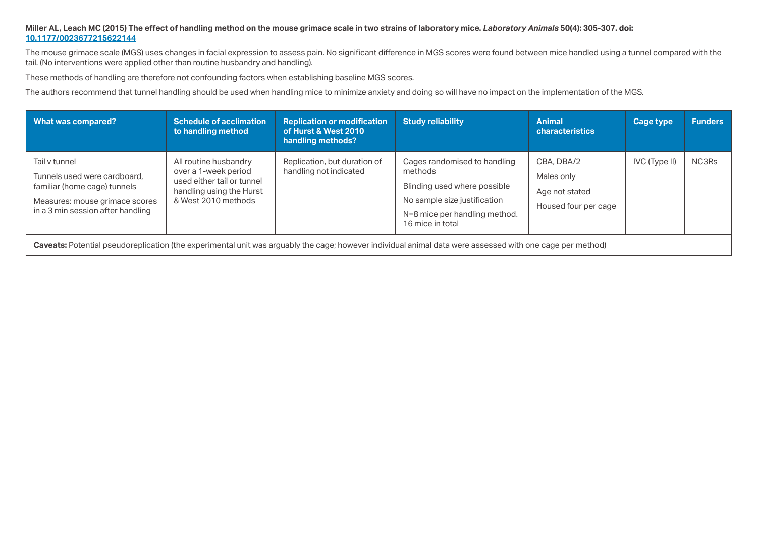**Miller AL, Leach MC (2015) The effect of handling method on the mouse grimace scale in two strains of laboratory mice. *Laboratory Animals* 50(4): 305-307. doi: [10.1177/0023677215622144](10.1177/0023677215622144)**

The mouse grimace scale (MGS) uses changes in facial expression to assess pain. No significant difference in MGS scores were found between mice handled using a tunnel compared with the tail. (No interventions were applied other than routine husbandry and handling).

These methods of handling are therefore not confounding factors when establishing baseline MGS scores.

The authors recommend that tunnel handling should be used when handling mice to minimize anxiety and doing so will have no impact on the implementation of the MGS.

| What was compared? | Schedule of acclimation to handling method | Replication or modification of Hurst & West 2010 handling methods? | Study reliability | Animal characteristics | Cage type | Funders |
|---|---|---|---|---|---|---|
| Tail v tunnel<br>Tunnels used were cardboard, familiar (home cage) tunnels<br>Measures: mouse grimace scores in a 3 min session after handling | All routine husbandry over a 1-week period used either tail or tunnel handling using the Hurst & West 2010 methods | Replication, but duration of handling not indicated | Cages randomised to handling methods<br>Blinding used where possible<br>No sample size justification<br>N=8 mice per handling method. 16 mice in total | CBA, DBA/2<br>Males only<br>Age not stated<br>Housed four per cage | IVC (Type II) | NC3Rs |
| **Caveats:** Potential pseudoreplication (the experimental unit was arguably the cage; however individual animal data were assessed with one cage per method) | | | | | | |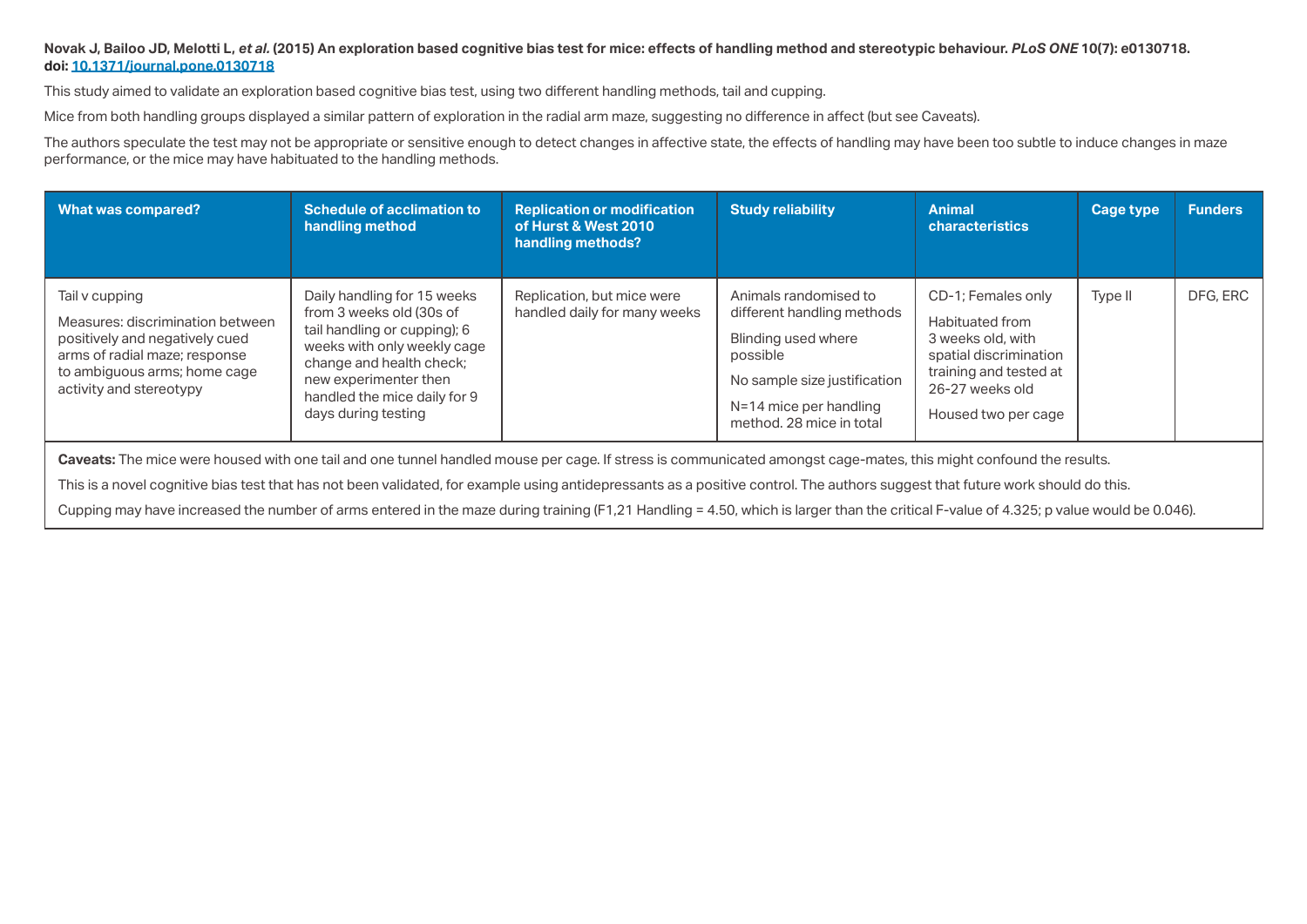**Novak J, Bailoo JD, Melotti L, *et al.* (2015) An exploration based cognitive bias test for mice: effects of handling method and stereotypic behaviour. *PLoS ONE* 10(7): e0130718. doi: [10.1371/journal.pone.0130718](https://doi.org/10.1371/journal.pone.0130718)**

This study aimed to validate an exploration based cognitive bias test, using two different handling methods, tail and cupping.

Mice from both handling groups displayed a similar pattern of exploration in the radial arm maze, suggesting no difference in affect (but see Caveats).

The authors speculate the test may not be appropriate or sensitive enough to detect changes in affective state, the effects of handling may have been too subtle to induce changes in maze performance, or the mice may have habituated to the handling methods.

| What was compared? | Schedule of acclimation to handling method | Replication or modification of Hurst & West 2010 handling methods? | Study reliability | Animal characteristics | Cage type | Funders |
|---|---|---|---|---|---|---|
| Tail v cupping<br><br>Measures: discrimination between positively and negatively cued arms of radial maze; response to ambiguous arms; home cage activity and stereotypy | Daily handling for 15 weeks from 3 weeks old (30s of tail handling or cupping); 6 weeks with only weekly cage change and health check; new experimenter then handled the mice daily for 9 days during testing | Replication, but mice were handled daily for many weeks | Animals randomised to different handling methods<br><br>Blinding used where possible<br><br>No sample size justification<br><br>N=14 mice per handling method. 28 mice in total | CD-1; Females only<br><br>Habituated from 3 weeks old, with spatial discrimination training and tested at 26-27 weeks old<br><br>Housed two per cage | Type II | DFG, ERC |

**Caveats:** The mice were housed with one tail and one tunnel handled mouse per cage. If stress is communicated amongst cage-mates, this might confound the results.

This is a novel cognitive bias test that has not been validated, for example using antidepressants as a positive control. The authors suggest that future work should do this.

Cupping may have increased the number of arms entered in the maze during training ($F_{1,21}$ Handling = 4.50, which is larger than the critical F-value of 4.325; p value would be 0.046).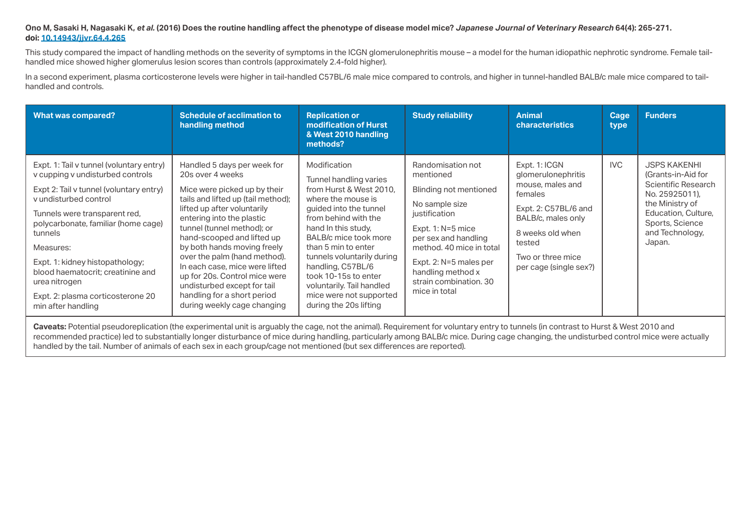**Ono M, Sasaki H, Nagasaki K, *et al.* (2016) Does the routine handling affect the phenotype of disease model mice? *Japanese Journal of Veterinary Research* 64(4): 265-271. doi: [10.14943/jjvr.64.4.265](https://doi.org/10.14943/jjvr.64.4.265)**

This study compared the impact of handling methods on the severity of symptoms in the ICGN glomerulonephritis mouse – a model for the human idiopathic nephrotic syndrome. Female tail-handled mice showed higher glomerulus lesion scores than controls (approximately 2.4-fold higher).

In a second experiment, plasma corticosterone levels were higher in tail-handled C57BL/6 male mice compared to controls, and higher in tunnel-handled BALB/c male mice compared to tail-handled and controls.

| What was compared? | Schedule of acclimation to handling method | Replication or modification of Hurst & West 2010 handling methods? | Study reliability | Animal characteristics | Cage type | Funders |
|---|---|---|---|---|---|---|
| Expt. 1: Tail v tunnel (voluntary entry) v cupping v undisturbed controls<br><br>Expt 2: Tail v tunnel (voluntary entry) v undisturbed control<br><br>Tunnels were transparent red, polycarbonate, familiar (home cage) tunnels<br><br>Measures:<br><br>Expt. 1: kidney histopathology; blood haematocrit; creatinine and urea nitrogen<br><br>Expt. 2: plasma corticosterone 20 min after handling | Handled 5 days per week for 20s over 4 weeks<br><br>Mice were picked up by their tails and lifted up (tail method); lifted up after voluntarily entering into the plastic tunnel (tunnel method); or hand-scooped and lifted up by both hands moving freely over the palm (hand method). In each case, mice were lifted up for 20s. Control mice were undisturbed except for tail handling for a short period during weekly cage changing | Modification<br><br>Tunnel handling varies from Hurst & West 2010, where the mouse is guided into the tunnel from behind with the hand In this study, BALB/c mice took more than 5 min to enter tunnels voluntarily during handling, C57BL/6 took 10-15s to enter voluntarily. Tail handled mice were not supported during the 20s lifting | Randomisation not mentioned<br><br>Blinding not mentioned<br><br>No sample size justification<br><br>Expt. 1: N=5 mice per sex and handling method. 40 mice in total<br><br>Expt. 2: N=5 males per handling method x strain combination. 30 mice in total | Expt. 1: ICGN glomerulonephritis mouse, males and females<br><br>Expt. 2: C57BL/6 and BALB/c, males only<br><br>8 weeks old when tested<br><br>Two or three mice per cage (single sex?) | IVC | JSPS KAKENHI (Grants-in-Aid for Scientific Research No. 25925011), the Ministry of Education, Culture, Sports, Science and Technology, Japan. |

**Caveats:** Potential pseudoreplication (the experimental unit is arguably the cage, not the animal). Requirement for voluntary entry to tunnels (in contrast to Hurst & West 2010 and recommended practice) led to substantially longer disturbance of mice during handling, particularly among BALB/c mice. During cage changing, the undisturbed control mice were actually handled by the tail. Number of animals of each sex in each group/cage not mentioned (but sex differences are reported).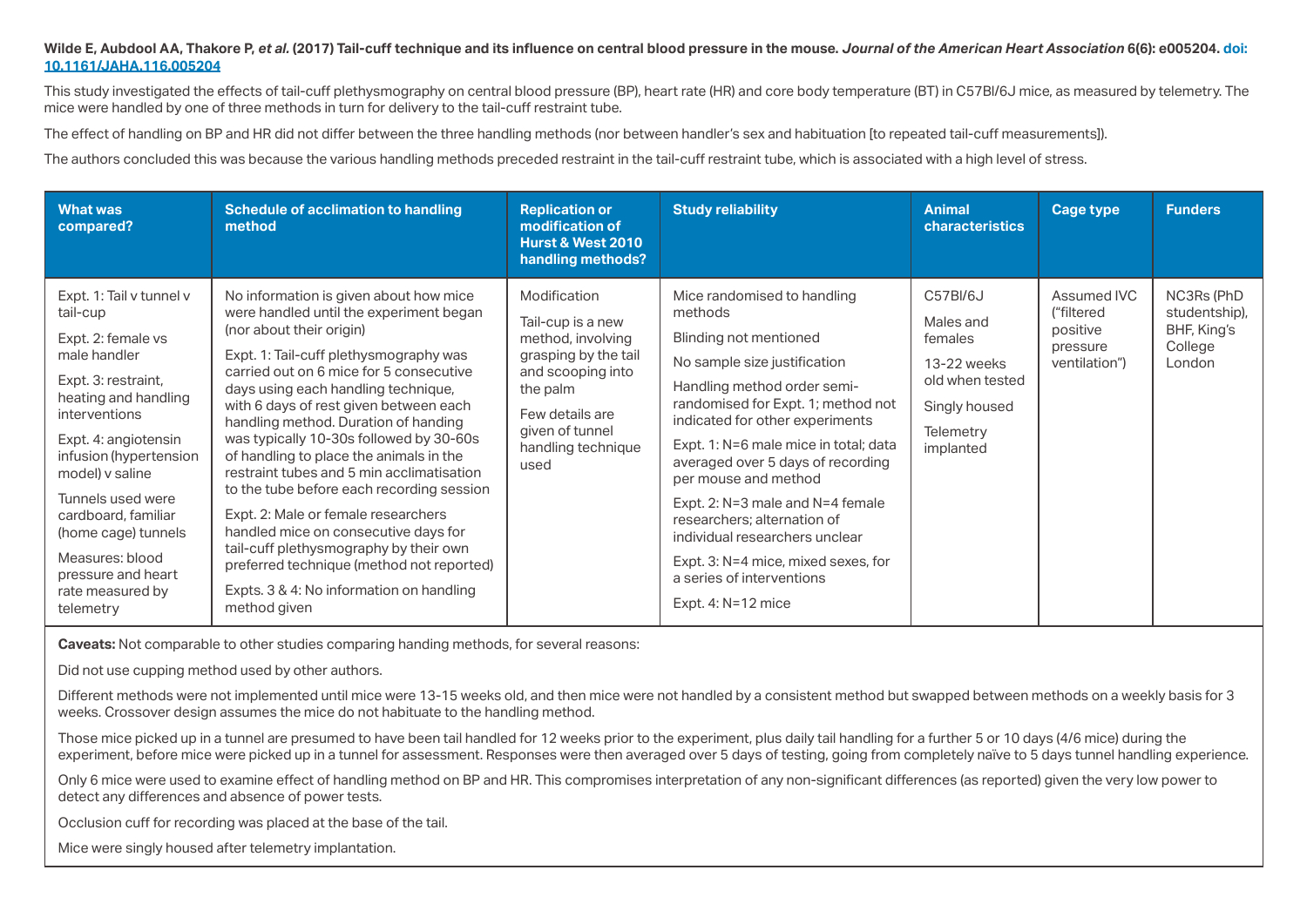**Wilde E, Aubdool AA, Thakore P, *et al.* (2017) Tail-cuff technique and its influence on central blood pressure in the mouse. *Journal of the American Heart Association* 6(6): e005204. doi: 10.1161/JAHA.116.005204**

This study investigated the effects of tail-cuff plethysmography on central blood pressure (BP), heart rate (HR) and core body temperature (BT) in C57Bl/6J mice, as measured by telemetry. The mice were handled by one of three methods in turn for delivery to the tail-cuff restraint tube.

The effect of handling on BP and HR did not differ between the three handling methods (nor between handler's sex and habituation [to repeated tail-cuff measurements]).

The authors concluded this was because the various handling methods preceded restraint in the tail-cuff restraint tube, which is associated with a high level of stress.

| What was compared? | Schedule of acclimation to handling method | Replication or modification of Hurst & West 2010 handling methods? | Study reliability | Animal characteristics | Cage type | Funders |
|---|---|---|---|---|---|---|
| Expt. 1: Tail v tunnel v tail-cup<br><br>Expt. 2: female vs male handler<br><br>Expt. 3: restraint, heating and handling interventions<br><br>Expt. 4: angiotensin infusion (hypertension model) v saline<br><br>Tunnels used were cardboard, familiar (home cage) tunnels<br><br>Measures: blood pressure and heart rate measured by telemetry | No information is given about how mice were handled until the experiment began (nor about their origin)<br><br>Expt. 1: Tail-cuff plethysmography was carried out on 6 mice for 5 consecutive days using each handling technique, with 6 days of rest given between each handling method. Duration of handing was typically 10-30s followed by 30-60s of handling to place the animals in the restraint tubes and 5 min acclimatisation to the tube before each recording session<br><br>Expt. 2: Male or female researchers handled mice on consecutive days for tail-cuff plethysmography by their own preferred technique (method not reported)<br><br>Expts. 3 & 4: No information on handling method given | Modification<br><br>Tail-cup is a new method, involving grasping by the tail and scooping into the palm<br><br>Few details are given of tunnel handling technique used | Mice randomised to handling methods<br><br>Blinding not mentioned<br><br>No sample size justification<br><br>Handling method order semi-randomised for Expt. 1; method not indicated for other experiments<br><br>Expt. 1: N=6 male mice in total; data averaged over 5 days of recording per mouse and method<br><br>Expt. 2: N=3 male and N=4 female researchers; alternation of individual researchers unclear<br><br>Expt. 3: N=4 mice, mixed sexes, for a series of interventions<br><br>Expt. 4: N=12 mice | C57Bl/6J<br><br>Males and females<br><br>13-22 weeks old when tested<br><br>Singly housed<br><br>Telemetry implanted | Assumed IVC ("filtered positive pressure ventilation") | NC3Rs (PhD studentship), BHF, King's College London |

**Caveats:** Not comparable to other studies comparing handing methods, for several reasons:

Did not use cupping method used by other authors.

Different methods were not implemented until mice were 13-15 weeks old, and then mice were not handled by a consistent method but swapped between methods on a weekly basis for 3 weeks. Crossover design assumes the mice do not habituate to the handling method.

Those mice picked up in a tunnel are presumed to have been tail handled for 12 weeks prior to the experiment, plus daily tail handling for a further 5 or 10 days (4/6 mice) during the experiment, before mice were picked up in a tunnel for assessment. Responses were then averaged over 5 days of testing, going from completely naïve to 5 days tunnel handling experience.

Only 6 mice were used to examine effect of handling method on BP and HR. This compromises interpretation of any non-significant differences (as reported) given the very low power to detect any differences and absence of power tests.

Occlusion cuff for recording was placed at the base of the tail.

Mice were singly housed after telemetry implantation.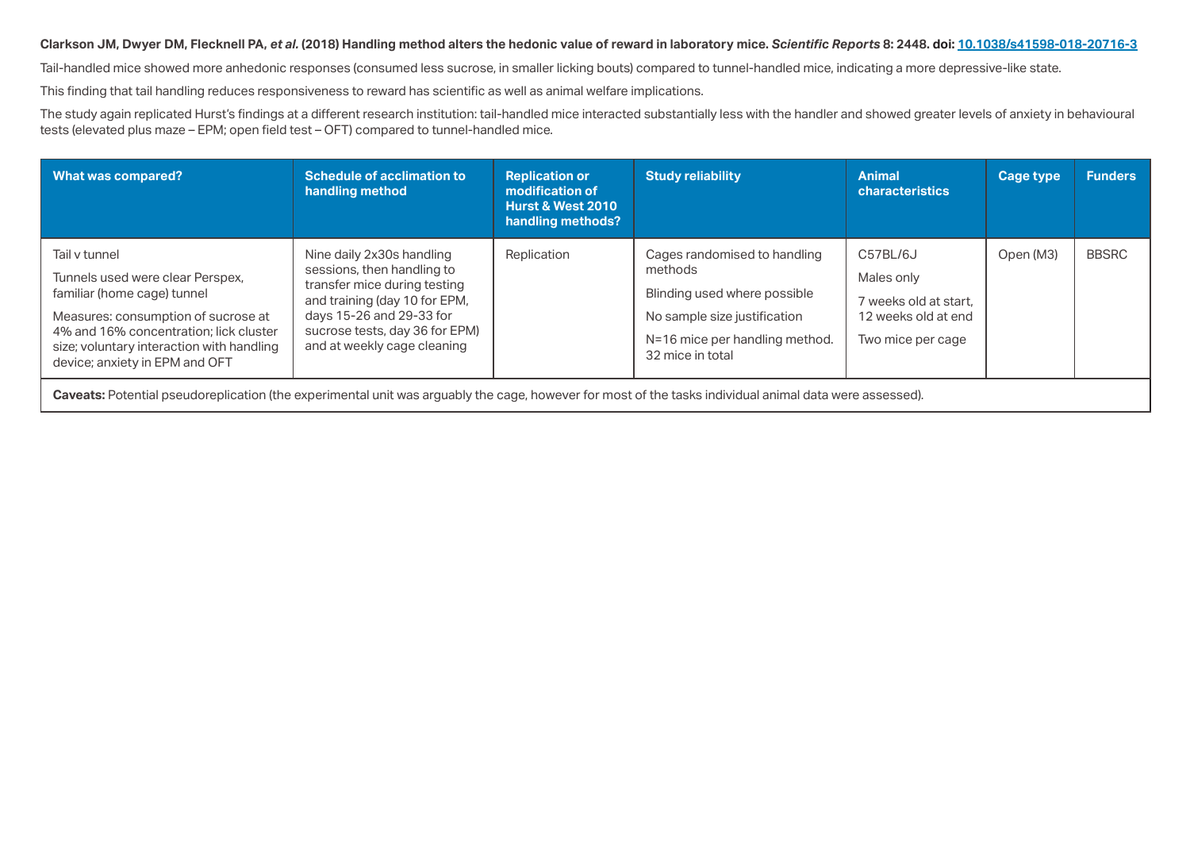**Clarkson JM, Dwyer DM, Flecknell PA, *et al.* (2018) Handling method alters the hedonic value of reward in laboratory mice. *Scientific Reports* 8: 2448. doi: [10.1038/s41598-018-20716-3](https://doi.org/10.1038/s41598-018-20716-3)**

Tail-handled mice showed more anhedonic responses (consumed less sucrose, in smaller licking bouts) compared to tunnel-handled mice, indicating a more depressive-like state.

This finding that tail handling reduces responsiveness to reward has scientific as well as animal welfare implications.

The study again replicated Hurst's findings at a different research institution: tail-handled mice interacted substantially less with the handler and showed greater levels of anxiety in behavioural tests (elevated plus maze – EPM; open field test – OFT) compared to tunnel-handled mice.

| What was compared? | Schedule of acclimation to handling method | Replication or modification of Hurst & West 2010 handling methods? | Study reliability | Animal characteristics | Cage type | Funders |
|---|---|---|---|---|---|---|
| Tail v tunnel<br>Tunnels used were clear Perspex, familiar (home cage) tunnel<br>Measures: consumption of sucrose at 4% and 16% concentration; lick cluster size; voluntary interaction with handling device; anxiety in EPM and OFT | Nine daily 2x30s handling sessions, then handling to transfer mice during testing and training (day 10 for EPM, days 15-26 and 29-33 for sucrose tests, day 36 for EPM) and at weekly cage cleaning | Replication | Cages randomised to handling methods<br>Blinding used where possible<br>No sample size justification<br>N=16 mice per handling method. 32 mice in total | C57BL/6J<br>Males only<br>7 weeks old at start, 12 weeks old at end<br>Two mice per cage | Open (M3) | BBSRC |
| **Caveats:** Potential pseudoreplication (the experimental unit was arguably the cage, however for most of the tasks individual animal data were assessed). | | | | | | |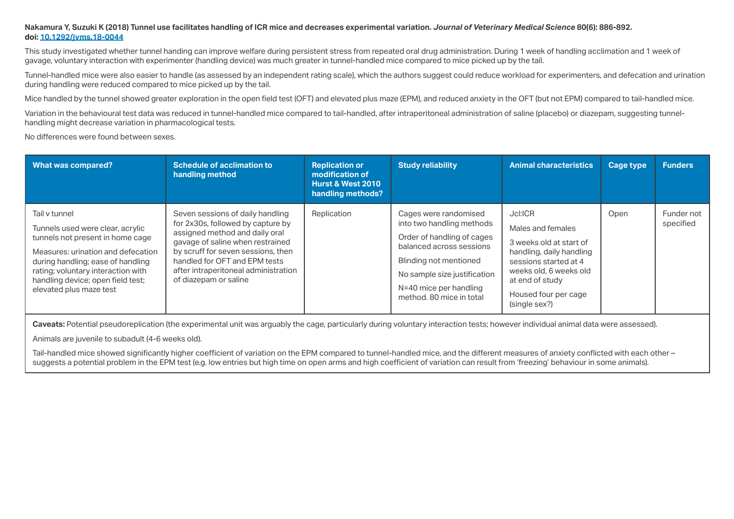**Nakamura Y, Suzuki K (2018) Tunnel use facilitates handling of ICR mice and decreases experimental variation.** ***Journal of Veterinary Medical Science*** **80(6): 886-892.**
**doi: [10.1292/jvms.18-0044](https://doi.org/10.1292/jvms.18-0044)**

This study investigated whether tunnel handing can improve welfare during persistent stress from repeated oral drug administration. During 1 week of handling acclimation and 1 week of gavage, voluntary interaction with experimenter (handling device) was much greater in tunnel-handled mice compared to mice picked up by the tail.

Tunnel-handled mice were also easier to handle (as assessed by an independent rating scale), which the authors suggest could reduce workload for experimenters, and defecation and urination during handling were reduced compared to mice picked up by the tail.

Mice handled by the tunnel showed greater exploration in the open field test (OFT) and elevated plus maze (EPM), and reduced anxiety in the OFT (but not EPM) compared to tail-handled mice.

Variation in the behavioural test data was reduced in tunnel-handled mice compared to tail-handled, after intraperitoneal administration of saline (placebo) or diazepam, suggesting tunnel-handling might decrease variation in pharmacological tests.

No differences were found between sexes.

| What was compared? | Schedule of acclimation to handling method | Replication or modification of Hurst & West 2010 handling methods? | Study reliability | Animal characteristics | Cage type | Funders |
|---|---|---|---|---|---|---|
| Tail v tunnel<br><br>Tunnels used were clear, acrylic tunnels not present in home cage<br><br>Measures: urination and defecation during handling; ease of handling rating; voluntary interaction with handling device; open field test; elevated plus maze test | Seven sessions of daily handling for 2x30s, followed by capture by assigned method and daily oral gavage of saline when restrained by scruff for seven sessions, then handled for OFT and EPM tests after intraperitoneal administration of diazepam or saline | Replication | Cages were randomised into two handling methods<br><br>Order of handling of cages balanced across sessions<br><br>Blinding not mentioned<br><br>No sample size justification<br><br>N=40 mice per handling method. 80 mice in total | Jcl:ICR<br><br>Males and females<br><br>3 weeks old at start of handling, daily handling sessions started at 4 weeks old, 6 weeks old at end of study<br><br>Housed four per cage (single sex?) | Open | Funder not specified |

**Caveats:** Potential pseudoreplication (the experimental unit was arguably the cage, particularly during voluntary interaction tests; however individual animal data were assessed).

Animals are juvenile to subadult (4-6 weeks old).

Tail-handled mice showed significantly higher coefficient of variation on the EPM compared to tunnel-handled mice, and the different measures of anxiety conflicted with each other – suggests a potential problem in the EPM test (e.g. low entries but high time on open arms and high coefficient of variation can result from 'freezing' behaviour in some animals).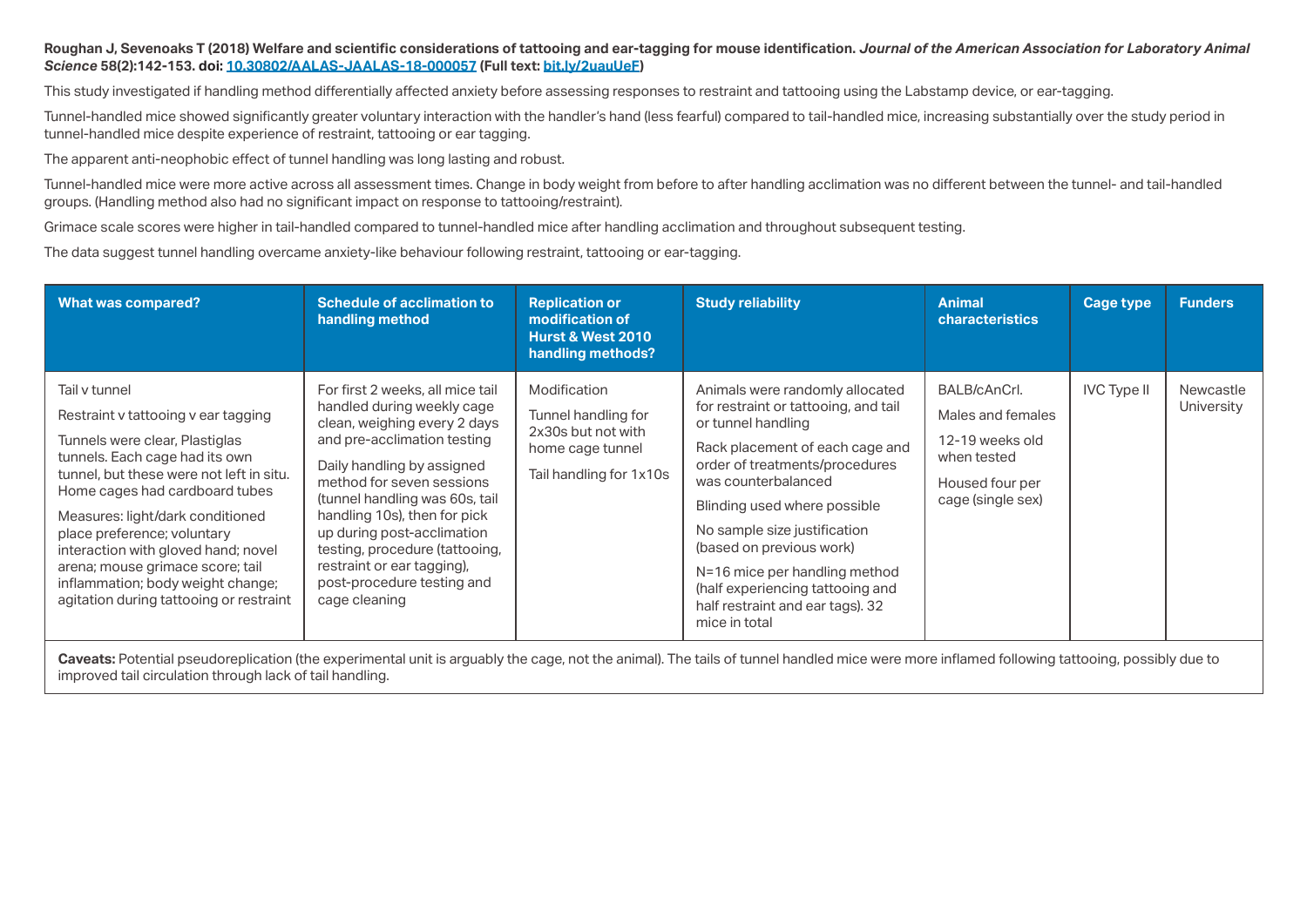**Roughan J, Sevenoaks T (2018) Welfare and scientific considerations of tattooing and ear-tagging for mouse identification.** ***Journal of the American Association for Laboratory Animal Science*** **58(2):142-153. doi: [10.30802/AALAS-JAALAS-18-000057](https://doi.org/10.30802/AALAS-JAALAS-18-000057) (Full text: [bit.ly/2uauUeF](http://bit.ly/2uauUeF))**

This study investigated if handling method differentially affected anxiety before assessing responses to restraint and tattooing using the Labstamp device, or ear-tagging.

Tunnel-handled mice showed significantly greater voluntary interaction with the handler's hand (less fearful) compared to tail-handled mice, increasing substantially over the study period in tunnel-handled mice despite experience of restraint, tattooing or ear tagging.

The apparent anti-neophobic effect of tunnel handling was long lasting and robust.

Tunnel-handled mice were more active across all assessment times. Change in body weight from before to after handling acclimation was no different between the tunnel- and tail-handled groups. (Handling method also had no significant impact on response to tattooing/restraint).

Grimace scale scores were higher in tail-handled compared to tunnel-handled mice after handling acclimation and throughout subsequent testing.

The data suggest tunnel handling overcame anxiety-like behaviour following restraint, tattooing or ear-tagging.

| What was compared? | Schedule of acclimation to handling method | Replication or modification of Hurst & West 2010 handling methods? | Study reliability | Animal characteristics | Cage type | Funders |
|---|---|---|---|---|---|---|
| Tail v tunnel<br><br>Restraint v tattooing v ear tagging<br><br>Tunnels were clear, Plastiglas tunnels. Each cage had its own tunnel, but these were not left in situ. Home cages had cardboard tubes<br><br>Measures: light/dark conditioned place preference; voluntary interaction with gloved hand; novel arena; mouse grimace score; tail inflammation; body weight change; agitation during tattooing or restraint | For first 2 weeks, all mice tail handled during weekly cage clean, weighing every 2 days and pre-acclimation testing<br><br>Daily handling by assigned method for seven sessions (tunnel handling was 60s, tail handling 10s), then for pick up during post-acclimation testing, procedure (tattooing, restraint or ear tagging), post-procedure testing and cage cleaning | Modification<br><br>Tunnel handling for 2x30s but not with home cage tunnel<br><br>Tail handling for 1x10s | Animals were randomly allocated for restraint or tattooing, and tail or tunnel handling<br><br>Rack placement of each cage and order of treatments/procedures was counterbalanced<br><br>Blinding used where possible<br><br>No sample size justification (based on previous work)<br><br>N=16 mice per handling method (half experiencing tattooing and half restraint and ear tags). 32 mice in total | BALB/cAnCrl.<br><br>Males and females<br><br>12-19 weeks old when tested<br><br>Housed four per cage (single sex) | IVC Type II | Newcastle University |

**Caveats:** Potential pseudoreplication (the experimental unit is arguably the cage, not the animal). The tails of tunnel handled mice were more inflamed following tattooing, possibly due to improved tail circulation through lack of tail handling.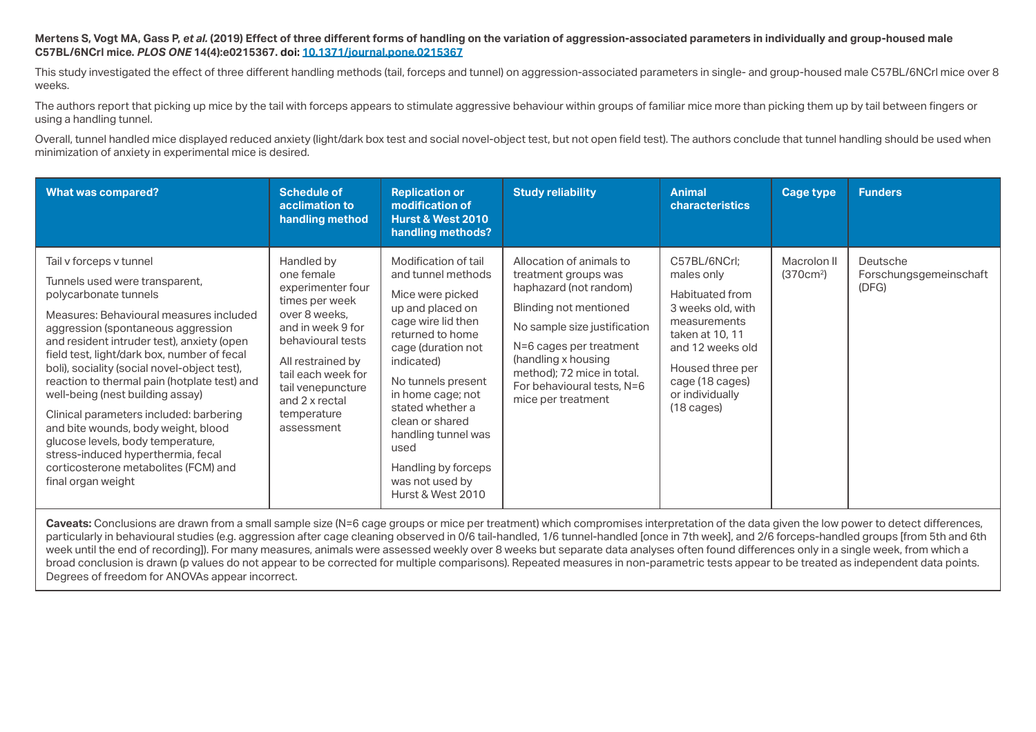**Mertens S, Vogt MA, Gass P, *et al.* (2019) Effect of three different forms of handling on the variation of aggression-associated parameters in individually and group-housed male C57BL/6NCrl mice. *PLOS ONE* 14(4):e0215367. doi: 10.1371/journal.pone.0215367**

This study investigated the effect of three different handling methods (tail, forceps and tunnel) on aggression-associated parameters in single- and group-housed male C57BL/6NCrl mice over 8 weeks.

The authors report that picking up mice by the tail with forceps appears to stimulate aggressive behaviour within groups of familiar mice more than picking them up by tail between fingers or using a handling tunnel.

Overall, tunnel handled mice displayed reduced anxiety (light/dark box test and social novel-object test, but not open field test). The authors conclude that tunnel handling should be used when minimization of anxiety in experimental mice is desired.

| What was compared? | Schedule of acclimation to handling method | Replication or modification of Hurst & West 2010 handling methods? | Study reliability | Animal characteristics | Cage type | Funders |
|---|---|---|---|---|---|---|
| Tail v forceps v tunnel<br><br>Tunnels used were transparent, polycarbonate tunnels<br><br>Measures: Behavioural measures included aggression (spontaneous aggression and resident intruder test), anxiety (open field test, light/dark box, number of fecal boli), sociality (social novel-object test), reaction to thermal pain (hotplate test) and well-being (nest building assay)<br><br>Clinical parameters included: barbering and bite wounds, body weight, blood glucose levels, body temperature, stress-induced hyperthermia, fecal corticosterone metabolites (FCM) and final organ weight | Handled by one female experimenter four times per week over 8 weeks, and in week 9 for behavioural tests<br><br>All restrained by tail each week for tail venepuncture and 2 x rectal temperature assessment | Modification of tail and tunnel methods<br><br>Mice were picked up and placed on cage wire lid then returned to home cage (duration not indicated)<br><br>No tunnels present in home cage; not stated whether a clean or shared handling tunnel was used<br><br>Handling by forceps was not used by Hurst & West 2010 | Allocation of animals to treatment groups was haphazard (not random)<br><br>Blinding not mentioned<br><br>No sample size justification<br><br>N=6 cages per treatment (handling x housing method); 72 mice in total. For behavioural tests, N=6 mice per treatment | C57BL/6NCrl; males only<br><br>Habituated from 3 weeks old, with measurements taken at 10, 11 and 12 weeks old<br><br>Housed three per cage (18 cages) or individually (18 cages) | Macrolon II ($370cm^2$) | Deutsche Forschungsgemeinschaft (DFG) |

**Caveats:** Conclusions are drawn from a small sample size (N=6 cage groups or mice per treatment) which compromises interpretation of the data given the low power to detect differences, particularly in behavioural studies (e.g. aggression after cage cleaning observed in 0/6 tail-handled, 1/6 tunnel-handled [once in 7th week], and 2/6 forceps-handled groups [from 5th and 6th week until the end of recording]). For many measures, animals were assessed weekly over 8 weeks but separate data analyses often found differences only in a single week, from which a broad conclusion is drawn (p values do not appear to be corrected for multiple comparisons). Repeated measures in non-parametric tests appear to be treated as independent data points. Degrees of freedom for ANOVAs appear incorrect.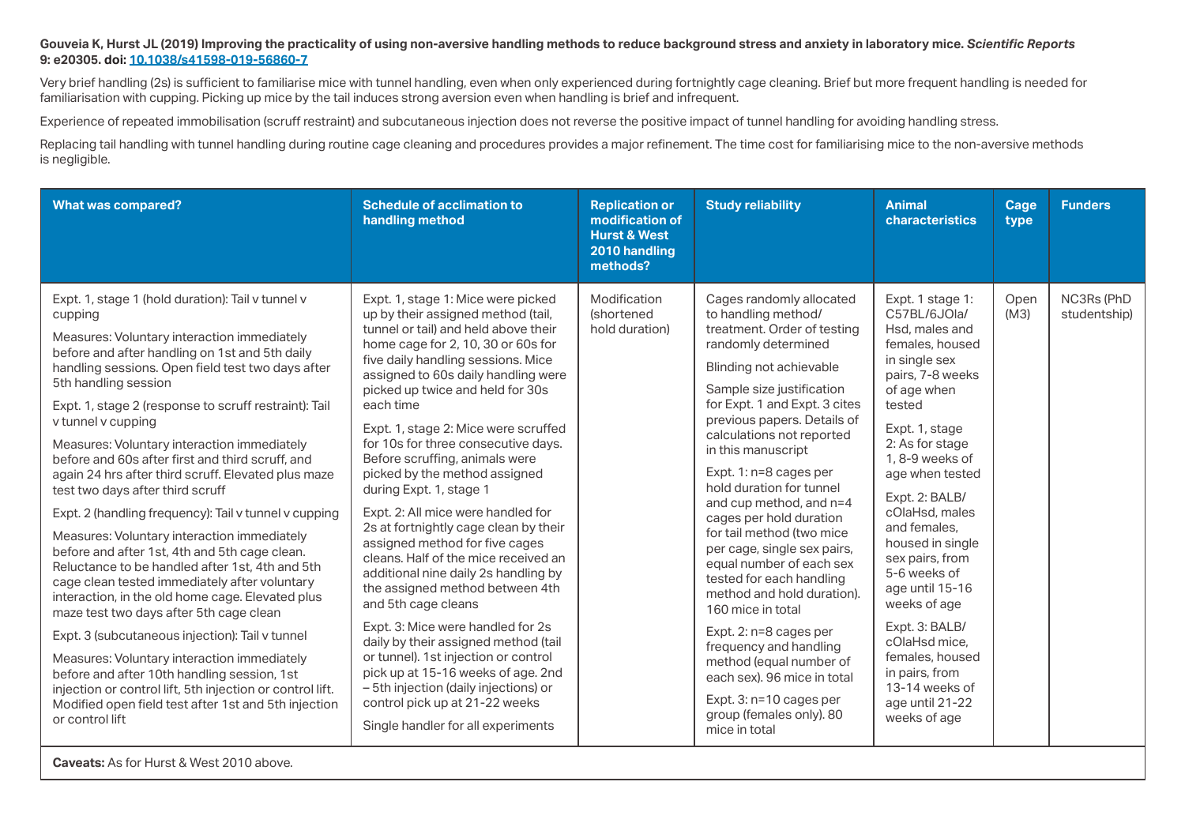**Gouveia K, Hurst JL (2019) Improving the practicality of using non-aversive handling methods to reduce background stress and anxiety in laboratory mice.** ***Scientific Reports*** **9: e20305. doi: 10.1038/s41598-019-56860-7**

Very brief handling (2s) is sufficient to familiarise mice with tunnel handling, even when only experienced during fortnightly cage cleaning. Brief but more frequent handling is needed for familiarisation with cupping. Picking up mice by the tail induces strong aversion even when handling is brief and infrequent.

Experience of repeated immobilisation (scruff restraint) and subcutaneous injection does not reverse the positive impact of tunnel handling for avoiding handling stress.

Replacing tail handling with tunnel handling during routine cage cleaning and procedures provides a major refinement. The time cost for familiarising mice to the non-aversive methods is negligible.

| What was compared? | Schedule of acclimation to handling method | Replication or modification of Hurst & West 2010 handling methods? | Study reliability | Animal characteristics | Cage type | Funders |
|---|---|---|---|---|---|---|
| Expt. 1, stage 1 (hold duration): Tail v tunnel v cupping<br><br>Measures: Voluntary interaction immediately before and after handling on 1st and 5th daily handling sessions. Open field test two days after 5th handling session<br><br>Expt. 1, stage 2 (response to scruff restraint): Tail v tunnel v cupping<br><br>Measures: Voluntary interaction immediately before and 60s after first and third scruff, and again 24 hrs after third scruff. Elevated plus maze test two days after third scruff<br><br>Expt. 2 (handling frequency): Tail v tunnel v cupping<br><br>Measures: Voluntary interaction immediately before and after 1st, 4th and 5th cage clean. Reluctance to be handled after 1st, 4th and 5th cage clean tested immediately after voluntary interaction, in the old home cage. Elevated plus maze test two days after 5th cage clean<br><br>Expt. 3 (subcutaneous injection): Tail v tunnel<br><br>Measures: Voluntary interaction immediately before and after 10th handling session, 1st injection or control lift, 5th injection or control lift. Modified open field test after 1st and 5th injection or control lift | Expt. 1, stage 1: Mice were picked up by their assigned method (tail, tunnel or tail) and held above their home cage for 2, 10, 30 or 60s for five daily handling sessions. Mice assigned to 60s daily handling were picked up twice and held for 30s each time<br><br>Expt. 1, stage 2: Mice were scruffed for 10s for three consecutive days. Before scruffing, animals were picked by the method assigned during Expt. 1, stage 1<br><br>Expt. 2: All mice were handled for 2s at fortnightly cage clean by their assigned method for five cages cleans. Half of the mice received an additional nine daily 2s handling by the assigned method between 4th and 5th cage cleans<br><br>Expt. 3: Mice were handled for 2s daily by their assigned method (tail or tunnel). 1st injection or control pick up at 15-16 weeks of age. 2nd – 5th injection (daily injections) or control pick up at 21-22 weeks<br><br>Single handler for all experiments | Modification (shortened hold duration) | Cages randomly allocated to handling method/ treatment. Order of testing randomly determined<br><br>Blinding not achievable<br><br>Sample size justification for Expt. 1 and Expt. 3 cites previous papers. Details of calculations not reported in this manuscript<br><br>Expt. 1: n=8 cages per hold duration for tunnel and cup method, and n=4 cages per hold duration for tail method (two mice per cage, single sex pairs, equal number of each sex tested for each handling method and hold duration). 160 mice in total<br><br>Expt. 2: n=8 cages per frequency and handling method (equal number of each sex). 96 mice in total<br><br>Expt. 3: n=10 cages per group (females only). 80 mice in total | Expt. 1 stage 1: C57BL/6JOla/ Hsd, males and females, housed in single sex pairs, 7-8 weeks of age when tested<br><br>Expt. 1, stage 2: As for stage 1, 8-9 weeks of age when tested<br><br>Expt. 2: BALB/ cOlaHsd, males and females, housed in single sex pairs, from 5-6 weeks of age until 15-16 weeks of age<br><br>Expt. 3: BALB/ cOlaHsd mice, females, housed in pairs, from 13-14 weeks of age until 21-22 weeks of age | Open (M3) | NC3Rs (PhD studentship) |

**Caveats:** As for Hurst & West 2010 above.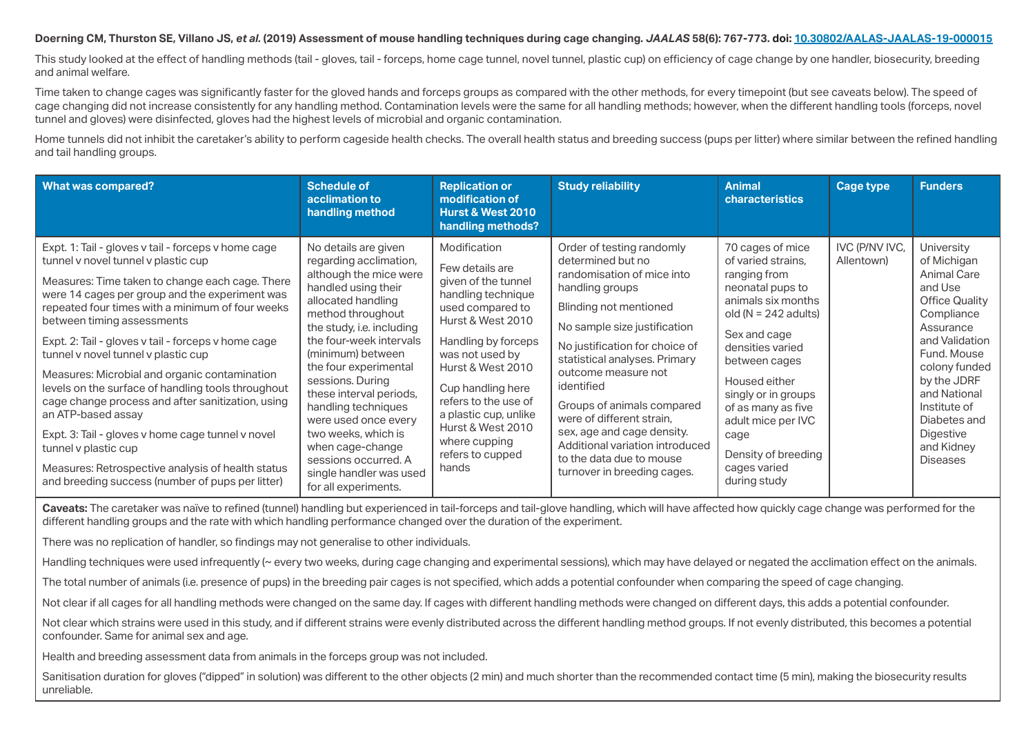**Doerning CM, Thurston SE, Villano JS, *et al.* (2019) Assessment of mouse handling techniques during cage changing. *JAALAS* 58(6): 767-773. doi: 10.30802/AALAS-JAALAS-19-000015**

This study looked at the effect of handling methods (tail - gloves, tail - forceps, home cage tunnel, novel tunnel, plastic cup) on efficiency of cage change by one handler, biosecurity, breeding and animal welfare.

Time taken to change cages was significantly faster for the gloved hands and forceps groups as compared with the other methods, for every timepoint (but see caveats below). The speed of cage changing did not increase consistently for any handling method. Contamination levels were the same for all handling methods; however, when the different handling tools (forceps, novel tunnel and gloves) were disinfected, gloves had the highest levels of microbial and organic contamination.

Home tunnels did not inhibit the caretaker's ability to perform cageside health checks. The overall health status and breeding success (pups per litter) where similar between the refined handling and tail handling groups.

| What was compared? | Schedule of acclimation to handling method | Replication or modification of Hurst & West 2010 handling methods? | Study reliability | Animal characteristics | Cage type | Funders |
|---|---|---|---|---|---|---|
| Expt. 1: Tail - gloves v tail - forceps v home cage tunnel v novel tunnel v plastic cup<br><br>Measures: Time taken to change each cage. There were 14 cages per group and the experiment was repeated four times with a minimum of four weeks between timing assessments<br><br>Expt. 2: Tail - gloves v tail - forceps v home cage tunnel v novel tunnel v plastic cup<br><br>Measures: Microbial and organic contamination levels on the surface of handling tools throughout cage change process and after sanitization, using an ATP-based assay<br><br>Expt. 3: Tail - gloves v home cage tunnel v novel tunnel v plastic cup<br><br>Measures: Retrospective analysis of health status and breeding success (number of pups per litter) | No details are given regarding acclimation, although the mice were handled using their allocated handling method throughout the study, i.e. including the four-week intervals (minimum) between the four experimental sessions. During these interval periods, handling techniques were used once every two weeks, which is when cage-change sessions occurred. A single handler was used for all experiments. | Modification<br><br>Few details are given of the tunnel handling technique used compared to Hurst & West 2010<br><br>Handling by forceps was not used by Hurst & West 2010<br><br>Cup handling here refers to the use of a plastic cup, unlike Hurst & West 2010 where cupping refers to cupped hands | Order of testing randomly determined but no randomisation of mice into handling groups<br><br>Blinding not mentioned<br><br>No sample size justification<br><br>No justification for choice of statistical analyses. Primary outcome measure not identified<br><br>Groups of animals compared were of different strain, sex, age and cage density. Additional variation introduced to the data due to mouse turnover in breeding cages. | 70 cages of mice of varied strains, ranging from neonatal pups to animals six months old (N = 242 adults)<br><br>Sex and cage densities varied between cages<br><br>Housed either singly or in groups of as many as five adult mice per IVC cage<br><br>Density of breeding cages varied during study | IVC (P/NV IVC, Allentown) | University of Michigan Animal Care and Use Office Quality Compliance Assurance and Validation Fund. Mouse colony funded by the JDRF and National Institute of Diabetes and Digestive and Kidney Diseases |

**Caveats:** The caretaker was naïve to refined (tunnel) handling but experienced in tail-forceps and tail-glove handling, which will have affected how quickly cage change was performed for the different handling groups and the rate with which handling performance changed over the duration of the experiment.

There was no replication of handler, so findings may not generalise to other individuals.

Handling techniques were used infrequently (~ every two weeks, during cage changing and experimental sessions), which may have delayed or negated the acclimation effect on the animals.

The total number of animals (i.e. presence of pups) in the breeding pair cages is not specified, which adds a potential confounder when comparing the speed of cage changing.

Not clear if all cages for all handling methods were changed on the same day. If cages with different handling methods were changed on different days, this adds a potential confounder.

Not clear which strains were used in this study, and if different strains were evenly distributed across the different handling method groups. If not evenly distributed, this becomes a potential confounder. Same for animal sex and age.

Health and breeding assessment data from animals in the forceps group was not included.

Sanitisation duration for gloves ("dipped" in solution) was different to the other objects (2 min) and much shorter than the recommended contact time (5 min), making the biosecurity results unreliable.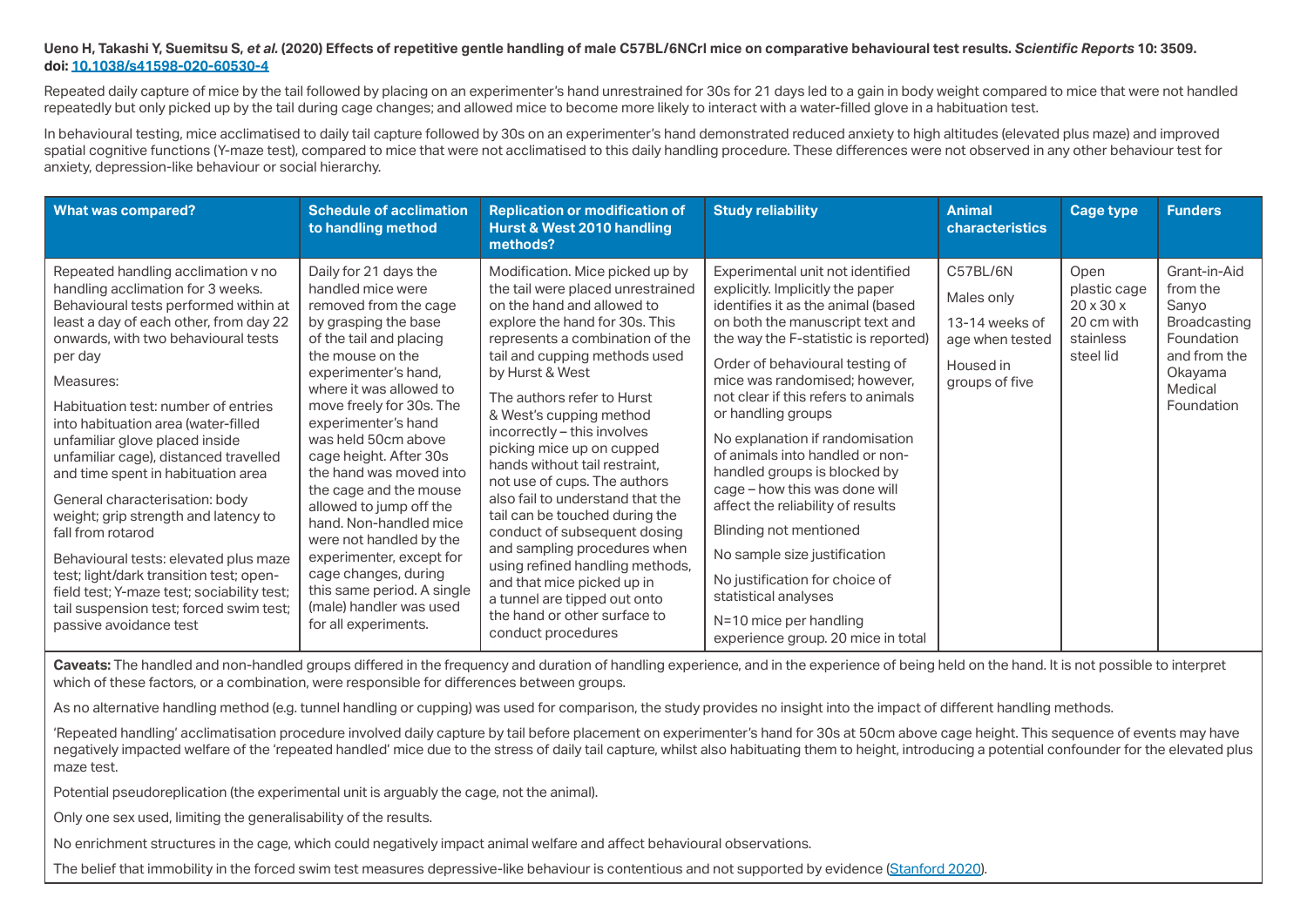**Ueno H, Takashi Y, Suemitsu S, *et al.* (2020) Effects of repetitive gentle handling of male C57BL/6NCrl mice on comparative behavioural test results. *Scientific Reports* 10: 3509. doi: 10.1038/s41598-020-60530-4**

Repeated daily capture of mice by the tail followed by placing on an experimenter's hand unrestrained for 30s for 21 days led to a gain in body weight compared to mice that were not handled repeatedly but only picked up by the tail during cage changes; and allowed mice to become more likely to interact with a water-filled glove in a habituation test.

In behavioural testing, mice acclimatised to daily tail capture followed by 30s on an experimenter's hand demonstrated reduced anxiety to high altitudes (elevated plus maze) and improved spatial cognitive functions (Y-maze test), compared to mice that were not acclimatised to this daily handling procedure. These differences were not observed in any other behaviour test for anxiety, depression-like behaviour or social hierarchy.

| What was compared? | Schedule of acclimation to handling method | Replication or modification of Hurst & West 2010 handling methods? | Study reliability | Animal characteristics | Cage type | Funders |
|---|---|---|---|---|---|---|
| Repeated handling acclimation v no handling acclimation for 3 weeks. Behavioural tests performed within at least a day of each other, from day 22 onwards, with two behavioural tests per day<br><br>Measures:<br><br>Habituation test: number of entries into habituation area (water-filled unfamiliar glove placed inside unfamiliar cage), distanced travelled and time spent in habituation area<br><br>General characterisation: body weight; grip strength and latency to fall from rotarod<br><br>Behavioural tests: elevated plus maze test; light/dark transition test; open-field test; Y-maze test; sociability test; tail suspension test; forced swim test; passive avoidance test | Daily for 21 days the handled mice were removed from the cage by grasping the base of the tail and placing the mouse on the experimenter's hand, where it was allowed to move freely for 30s. The experimenter's hand was held 50cm above cage height. After 30s the hand was moved into the cage and the mouse allowed to jump off the hand. Non-handled mice were not handled by the experimenter, except for cage changes, during this same period. A single (male) handler was used for all experiments. | Modification. Mice picked up by the tail were placed unrestrained on the hand and allowed to explore the hand for 30s. This represents a combination of the tail and cupping methods used by Hurst & West<br><br>The authors refer to Hurst & West's cupping method incorrectly – this involves picking mice up on cupped hands without tail restraint, not use of cups. The authors also fail to understand that the tail can be touched during the conduct of subsequent dosing and sampling procedures when using refined handling methods, and that mice picked up in a tunnel are tipped out onto the hand or other surface to conduct procedures | Experimental unit not identified explicitly. Implicitly the paper identifies it as the animal (based on both the manuscript text and the way the F-statistic is reported)<br><br>Order of behavioural testing of mice was randomised; however, not clear if this refers to animals or handling groups<br><br>No explanation if randomisation of animals into handled or non-handled groups is blocked by cage – how this was done will affect the reliability of results<br><br>Blinding not mentioned<br><br>No sample size justification<br><br>No justification for choice of statistical analyses<br><br>N=10 mice per handling experience group. 20 mice in total | C57BL/6N<br><br>Males only<br><br>13-14 weeks of age when tested<br><br>Housed in groups of five | Open plastic cage 20 x 30 x 20 cm with stainless steel lid | Grant-in-Aid from the Sanyo Broadcasting Foundation and from the Okayama Medical Foundation |

**Caveats:** The handled and non-handled groups differed in the frequency and duration of handling experience, and in the experience of being held on the hand. It is not possible to interpret which of these factors, or a combination, were responsible for differences between groups.

As no alternative handling method (e.g. tunnel handling or cupping) was used for comparison, the study provides no insight into the impact of different handling methods.

'Repeated handling' acclimatisation procedure involved daily capture by tail before placement on experimenter's hand for 30s at 50cm above cage height. This sequence of events may have negatively impacted welfare of the 'repeated handled' mice due to the stress of daily tail capture, whilst also habituating them to height, introducing a potential confounder for the elevated plus maze test.

Potential pseudoreplication (the experimental unit is arguably the cage, not the animal).

Only one sex used, limiting the generalisability of the results.

No enrichment structures in the cage, which could negatively impact animal welfare and affect behavioural observations.

The belief that immobility in the forced swim test measures depressive-like behaviour is contentious and not supported by evidence (Stanford 2020).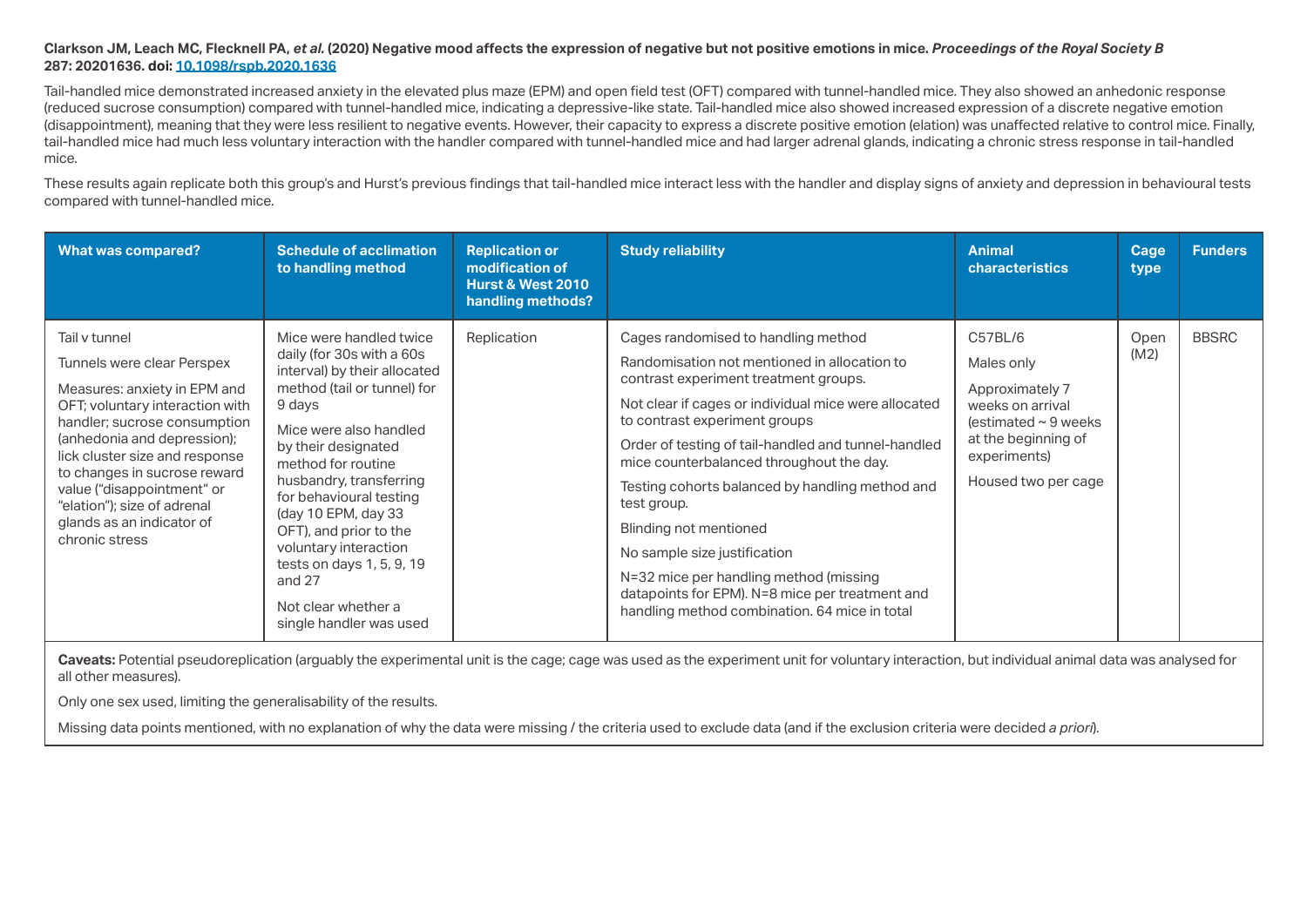**Clarkson JM, Leach MC, Flecknell PA, *et al.* (2020) Negative mood affects the expression of negative but not positive emotions in mice. *Proceedings of the Royal Society B* 287: 20201636. doi: [10.1098/rspb.2020.1636](https://doi.org/10.1098/rspb.2020.1636)**

Tail-handled mice demonstrated increased anxiety in the elevated plus maze (EPM) and open field test (OFT) compared with tunnel-handled mice. They also showed an anhedonic response (reduced sucrose consumption) compared with tunnel-handled mice, indicating a depressive-like state. Tail-handled mice also showed increased expression of a discrete negative emotion (disappointment), meaning that they were less resilient to negative events. However, their capacity to express a discrete positive emotion (elation) was unaffected relative to control mice. Finally, tail-handled mice had much less voluntary interaction with the handler compared with tunnel-handled mice and had larger adrenal glands, indicating a chronic stress response in tail-handled mice.

These results again replicate both this group's and Hurst's previous findings that tail-handled mice interact less with the handler and display signs of anxiety and depression in behavioural tests compared with tunnel-handled mice.

| What was compared? | Schedule of acclimation to handling method | Replication or modification of Hurst & West 2010 handling methods? | Study reliability | Animal characteristics | Cage type | Funders |
|---|---|---|---|---|---|---|
| Tail v tunnel<br><br>Tunnels were clear Perspex<br><br>Measures: anxiety in EPM and OFT; voluntary interaction with handler; sucrose consumption (anhedonia and depression); lick cluster size and response to changes in sucrose reward value ("disappointment" or "elation"); size of adrenal glands as an indicator of chronic stress | Mice were handled twice daily (for 30s with a 60s interval) by their allocated method (tail or tunnel) for 9 days<br><br>Mice were also handled by their designated method for routine husbandry, transferring for behavioural testing (day 10 EPM, day 33 OFT), and prior to the voluntary interaction tests on days 1, 5, 9, 19 and 27<br><br>Not clear whether a single handler was used | Replication | Cages randomised to handling method<br><br>Randomisation not mentioned in allocation to contrast experiment treatment groups.<br><br>Not clear if cages or individual mice were allocated to contrast experiment groups<br><br>Order of testing of tail-handled and tunnel-handled mice counterbalanced throughout the day.<br><br>Testing cohorts balanced by handling method and test group.<br><br>Blinding not mentioned<br><br>No sample size justification<br><br>N=32 mice per handling method (missing datapoints for EPM). N=8 mice per treatment and handling method combination. 64 mice in total | C57BL/6<br><br>Males only<br><br>Approximately 7 weeks on arrival (estimated ~ 9 weeks at the beginning of experiments)<br><br>Housed two per cage | Open (M2) | BBSRC |

**Caveats:** Potential pseudoreplication (arguably the experimental unit is the cage; cage was used as the experiment unit for voluntary interaction, but individual animal data was analysed for all other measures).

Only one sex used, limiting the generalisability of the results.

Missing data points mentioned, with no explanation of why the data were missing / the criteria used to exclude data (and if the exclusion criteria were decided *a priori*).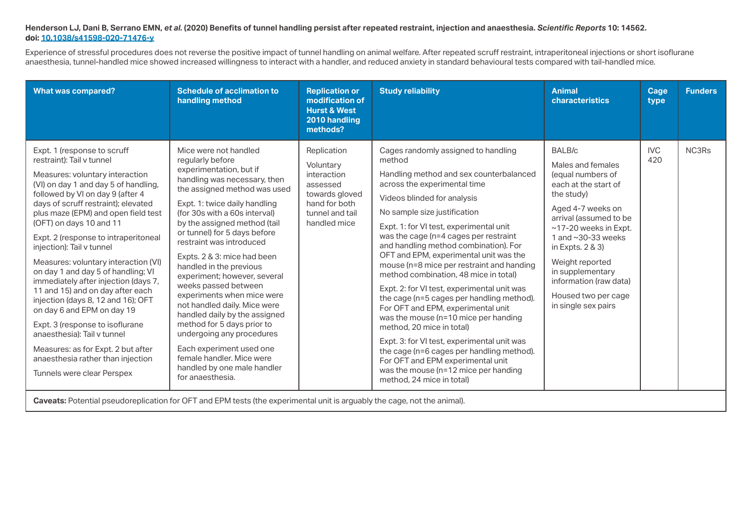**Henderson LJ, Dani B, Serrano EMN, *et al.* (2020) Benefits of tunnel handling persist after repeated restraint, injection and anaesthesia. *Scientific Reports* 10: 14562. doi: 10.1038/s41598-020-71476-y**

Experience of stressful procedures does not reverse the positive impact of tunnel handling on animal welfare. After repeated scruff restraint, intraperitoneal injections or short isoflurane anaesthesia, tunnel-handled mice showed increased willingness to interact with a handler, and reduced anxiety in standard behavioural tests compared with tail-handled mice.

| What was compared? | Schedule of acclimation to handling method | Replication or modification of Hurst & West 2010 handling methods? | Study reliability | Animal characteristics | Cage type | Funders |
|---|---|---|---|---|---|---|
| Expt. 1 (response to scruff restraint): Tail v tunnel<br><br>Measures: voluntary interaction (VI) on day 1 and day 5 of handling, followed by VI on day 9 (after 4 days of scruff restraint); elevated plus maze (EPM) and open field test (OFT) on days 10 and 11<br><br>Expt. 2 (response to intraperitoneal injection): Tail v tunnel<br><br>Measures: voluntary interaction (VI) on day 1 and day 5 of handling; VI immediately after injection (days 7, 11 and 15) and on day after each injection (days 8, 12 and 16); OFT on day 6 and EPM on day 19<br><br>Expt. 3 (response to isoflurane anaesthesia): Tail v tunnel<br><br>Measures: as for Expt. 2 but after anaesthesia rather than injection<br><br>Tunnels were clear Perspex | Mice were not handled regularly before experimentation, but if handling was necessary, then the assigned method was used<br><br>Expt. 1: twice daily handling (for 30s with a 60s interval) by the assigned method (tail or tunnel) for 5 days before restraint was introduced<br><br>Expts. 2 & 3: mice had been handled in the previous experiment; however, several weeks passed between experiments when mice were not handled daily. Mice were handled daily by the assigned method for 5 days prior to undergoing any procedures<br><br>Each experiment used one female handler. Mice were handled by one male handler for anaesthesia. | Replication<br><br>Voluntary interaction assessed towards gloved hand for both tunnel and tail handled mice | Cages randomly assigned to handling method<br><br>Handling method and sex counterbalanced across the experimental time<br><br>Videos blinded for analysis<br><br>No sample size justification<br><br>Expt. 1: for VI test, experimental unit was the cage (n=4 cages per restraint and handling method combination). For OFT and EPM, experimental unit was the mouse (n=8 mice per restraint and handing method combination, 48 mice in total)<br><br>Expt. 2: for VI test, experimental unit was the cage (n=5 cages per handling method). For OFT and EPM, experimental unit was the mouse (n=10 mice per handing method, 20 mice in total)<br><br>Expt. 3: for VI test, experimental unit was the cage (n=6 cages per handling method). For OFT and EPM experimental unit was the mouse (n=12 mice per handing method, 24 mice in total) | BALB/c<br><br>Males and females (equal numbers of each at the start of the study)<br><br>Aged 4-7 weeks on arrival (assumed to be ~17-20 weeks in Expt. 1 and ~30-33 weeks in Expts. 2 & 3)<br><br>Weight reported in supplementary information (raw data)<br><br>Housed two per cage in single sex pairs | IVC 420 | NC3Rs |

**Caveats:** Potential pseudoreplication for OFT and EPM tests (the experimental unit is arguably the cage, not the animal).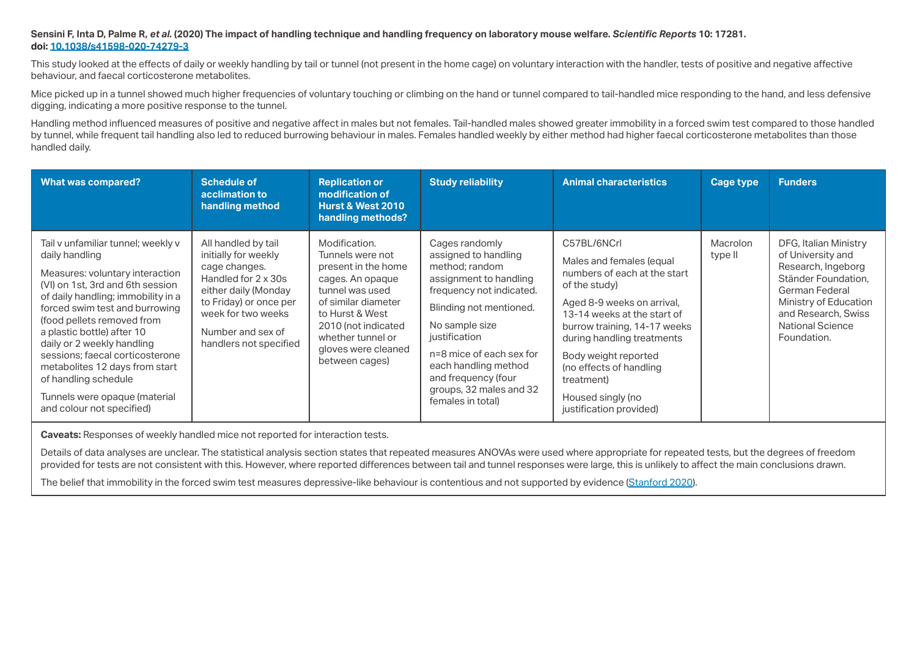**Sensini F, Inta D, Palme R, *et al.* (2020) The impact of handling technique and handling frequency on laboratory mouse welfare. *Scientific Reports* 10: 17281. doi: 10.1038/s41598-020-74279-3**

This study looked at the effects of daily or weekly handling by tail or tunnel (not present in the home cage) on voluntary interaction with the handler, tests of positive and negative affective behaviour, and faecal corticosterone metabolites.

Mice picked up in a tunnel showed much higher frequencies of voluntary touching or climbing on the hand or tunnel compared to tail-handled mice responding to the hand, and less defensive digging, indicating a more positive response to the tunnel.

Handling method influenced measures of positive and negative affect in males but not females. Tail-handled males showed greater immobility in a forced swim test compared to those handled by tunnel, while frequent tail handling also led to reduced burrowing behaviour in males. Females handled weekly by either method had higher faecal corticosterone metabolites than those handled daily.

| What was compared? | Schedule of acclimation to handling method | Replication or modification of Hurst & West 2010 handling methods? | Study reliability | Animal characteristics | Cage type | Funders |
|---|---|---|---|---|---|---|
| Tail v unfamiliar tunnel; weekly v daily handling<br><br>Measures: voluntary interaction (VI) on 1st, 3rd and 6th session of daily handling; immobility in a forced swim test and burrowing (food pellets removed from a plastic bottle) after 10 daily or 2 weekly handling sessions; faecal corticosterone metabolites 12 days from start of handling schedule<br><br>Tunnels were opaque (material and colour not specified) | All handled by tail initially for weekly cage changes. Handled for 2 x 30s either daily (Monday to Friday) or once per week for two weeks<br><br>Number and sex of handlers not specified | Modification. Tunnels were not present in the home cages. An opaque tunnel was used of similar diameter to Hurst & West 2010 (not indicated whether tunnel or gloves were cleaned between cages) | Cages randomly assigned to handling method; random assignment to handling frequency not indicated.<br><br>Blinding not mentioned.<br><br>No sample size justification<br><br>n=8 mice of each sex for each handling method and frequency (four groups, 32 males and 32 females in total) | C57BL/6NCrl<br><br>Males and females (equal numbers of each at the start of the study)<br><br>Aged 8-9 weeks on arrival, 13-14 weeks at the start of burrow training, 14-17 weeks during handling treatments<br><br>Body weight reported (no effects of handling treatment)<br><br>Housed singly (no justification provided) | Macrolon type II | DFG, Italian Ministry of University and Research, Ingeborg Ständer Foundation, German Federal Ministry of Education and Research, Swiss National Science Foundation. |

**Caveats:** Responses of weekly handled mice not reported for interaction tests.

Details of data analyses are unclear. The statistical analysis section states that repeated measures ANOVAs were used where appropriate for repeated tests, but the degrees of freedom provided for tests are not consistent with this. However, where reported differences between tail and tunnel responses were large, this is unlikely to affect the main conclusions drawn.

The belief that immobility in the forced swim test measures depressive-like behaviour is contentious and not supported by evidence (Stanford 2020).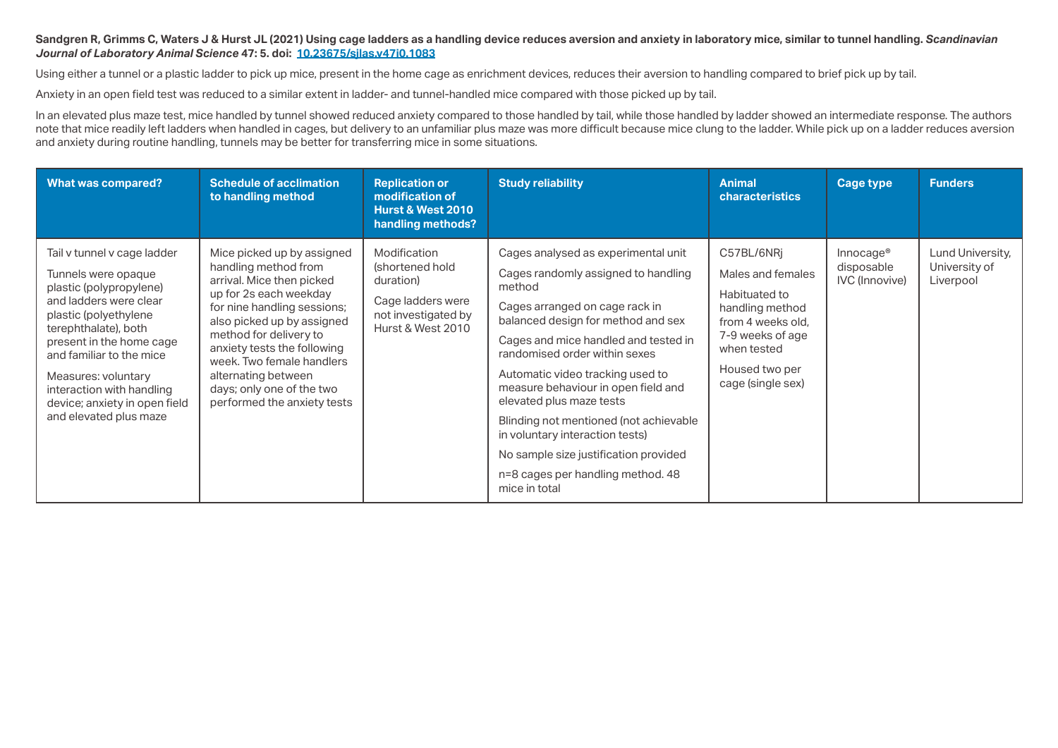**Sandgren R, Grimms C, Waters J & Hurst JL (2021) Using cage ladders as a handling device reduces aversion and anxiety in laboratory mice, similar to tunnel handling. *Scandinavian Journal of Laboratory Animal Science* 47: 5. doi: [10.23675/sjlas.v47i0.1083](https://doi.org/10.23675/sjlas.v47i0.1083)**

Using either a tunnel or a plastic ladder to pick up mice, present in the home cage as enrichment devices, reduces their aversion to handling compared to brief pick up by tail.

Anxiety in an open field test was reduced to a similar extent in ladder- and tunnel-handled mice compared with those picked up by tail.

In an elevated plus maze test, mice handled by tunnel showed reduced anxiety compared to those handled by tail, while those handled by ladder showed an intermediate response. The authors note that mice readily left ladders when handled in cages, but delivery to an unfamiliar plus maze was more difficult because mice clung to the ladder. While pick up on a ladder reduces aversion and anxiety during routine handling, tunnels may be better for transferring mice in some situations.

| What was compared? | Schedule of acclimation to handling method | Replication or modification of Hurst & West 2010 handling methods? | Study reliability | Animal characteristics | Cage type | Funders |
|---|---|---|---|---|---|---|
| Tail v tunnel v cage ladder<br><br>Tunnels were opaque plastic (polypropylene) and ladders were clear plastic (polyethylene terephthalate), both present in the home cage and familiar to the mice<br><br>Measures: voluntary interaction with handling device; anxiety in open field and elevated plus maze | Mice picked up by assigned handling method from arrival. Mice then picked up for 2s each weekday for nine handling sessions; also picked up by assigned method for delivery to anxiety tests the following week. Two female handlers alternating between days; only one of the two performed the anxiety tests | Modification (shortened hold duration)<br><br>Cage ladders were not investigated by Hurst & West 2010 | Cages analysed as experimental unit<br><br>Cages randomly assigned to handling method<br><br>Cages arranged on cage rack in balanced design for method and sex<br><br>Cages and mice handled and tested in randomised order within sexes<br><br>Automatic video tracking used to measure behaviour in open field and elevated plus maze tests<br><br>Blinding not mentioned (not achievable in voluntary interaction tests)<br><br>No sample size justification provided<br><br>n=8 cages per handling method. 48 mice in total | C57BL/6NRj<br><br>Males and females<br><br>Habituated to handling method from 4 weeks old, 7-9 weeks of age when tested<br><br>Housed two per cage (single sex) | Innocage® disposable IVC (Innovive) | Lund University, University of Liverpool |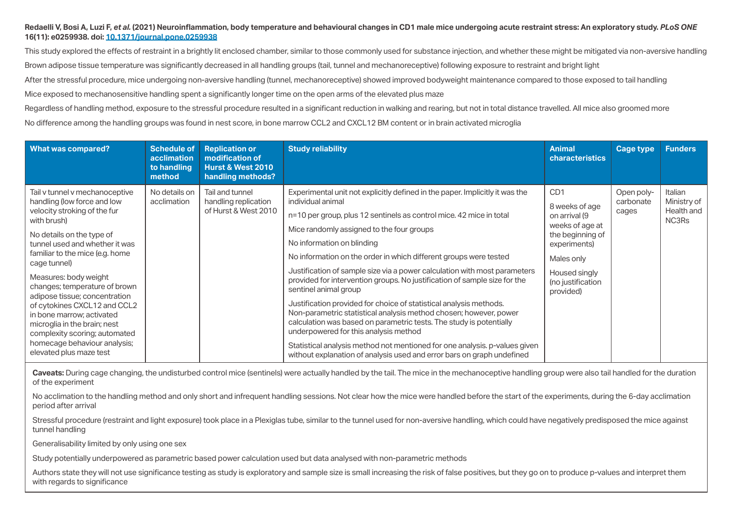**Redaelli V, Bosi A, Luzi F, *et al.* (2021) Neuroinflammation, body temperature and behavioural changes in CD1 male mice undergoing acute restraint stress: An exploratory study. *PLoS ONE* 16(11): e0259938. doi: 10.1371/journal.pone.0259938**

This study explored the effects of restraint in a brightly lit enclosed chamber, similar to those commonly used for substance injection, and whether these might be mitigated via non-aversive handling

Brown adipose tissue temperature was significantly decreased in all handling groups (tail, tunnel and mechanoreceptive) following exposure to restraint and bright light

After the stressful procedure, mice undergoing non-aversive handling (tunnel, mechanoreceptive) showed improved bodyweight maintenance compared to those exposed to tail handling

Mice exposed to mechanosensitive handling spent a significantly longer time on the open arms of the elevated plus maze

Regardless of handling method, exposure to the stressful procedure resulted in a significant reduction in walking and rearing, but not in total distance travelled. All mice also groomed more

No difference among the handling groups was found in nest score, in bone marrow CCL2 and CXCL12 BM content or in brain activated microglia

| What was compared? | Schedule of acclimation to handling method | Replication or modification of Hurst & West 2010 handling methods? | Study reliability | Animal characteristics | Cage type | Funders |
|---|---|---|---|---|---|---|
| Tail v tunnel v mechanoceptive handling (low force and low velocity stroking of the fur with brush)<br><br>No details on the type of tunnel used and whether it was familiar to the mice (e.g. home cage tunnel)<br><br>Measures: body weight changes; temperature of brown adipose tissue; concentration of cytokines CXCL12 and CCL2 in bone marrow; activated microglia in the brain; nest complexity scoring; automated homecage behaviour analysis; elevated plus maze test | No details on acclimation | Tail and tunnel handling replication of Hurst & West 2010 | Experimental unit not explicitly defined in the paper. Implicitly it was the individual animal<br><br>n=10 per group, plus 12 sentinels as control mice. 42 mice in total<br><br>Mice randomly assigned to the four groups<br><br>No information on blinding<br><br>No information on the order in which different groups were tested<br><br>Justification of sample size via a power calculation with most parameters provided for intervention groups. No justification of sample size for the sentinel animal group<br><br>Justification provided for choice of statistical analysis methods. Non-parametric statistical analysis method chosen; however, power calculation was based on parametric tests. The study is potentially underpowered for this analysis method<br><br>Statistical analysis method not mentioned for one analysis. p-values given without explanation of analysis used and error bars on graph undefined | CD1<br><br>8 weeks of age on arrival (9 weeks of age at the beginning of experiments)<br><br>Males only<br><br>Housed singly (no justification provided) | Open poly-carbonate cages | Italian Ministry of Health and NC3Rs |

**Caveats:** During cage changing, the undisturbed control mice (sentinels) were actually handled by the tail. The mice in the mechanoceptive handling group were also tail handled for the duration of the experiment

No acclimation to the handling method and only short and infrequent handling sessions. Not clear how the mice were handled before the start of the experiments, during the 6-day acclimation period after arrival

Stressful procedure (restraint and light exposure) took place in a Plexiglas tube, similar to the tunnel used for non-aversive handling, which could have negatively predisposed the mice against tunnel handling

Generalisability limited by only using one sex

Study potentially underpowered as parametric based power calculation used but data analysed with non-parametric methods

Authors state they will not use significance testing as study is exploratory and sample size is small increasing the risk of false positives, but they go on to produce p-values and interpret them with regards to significance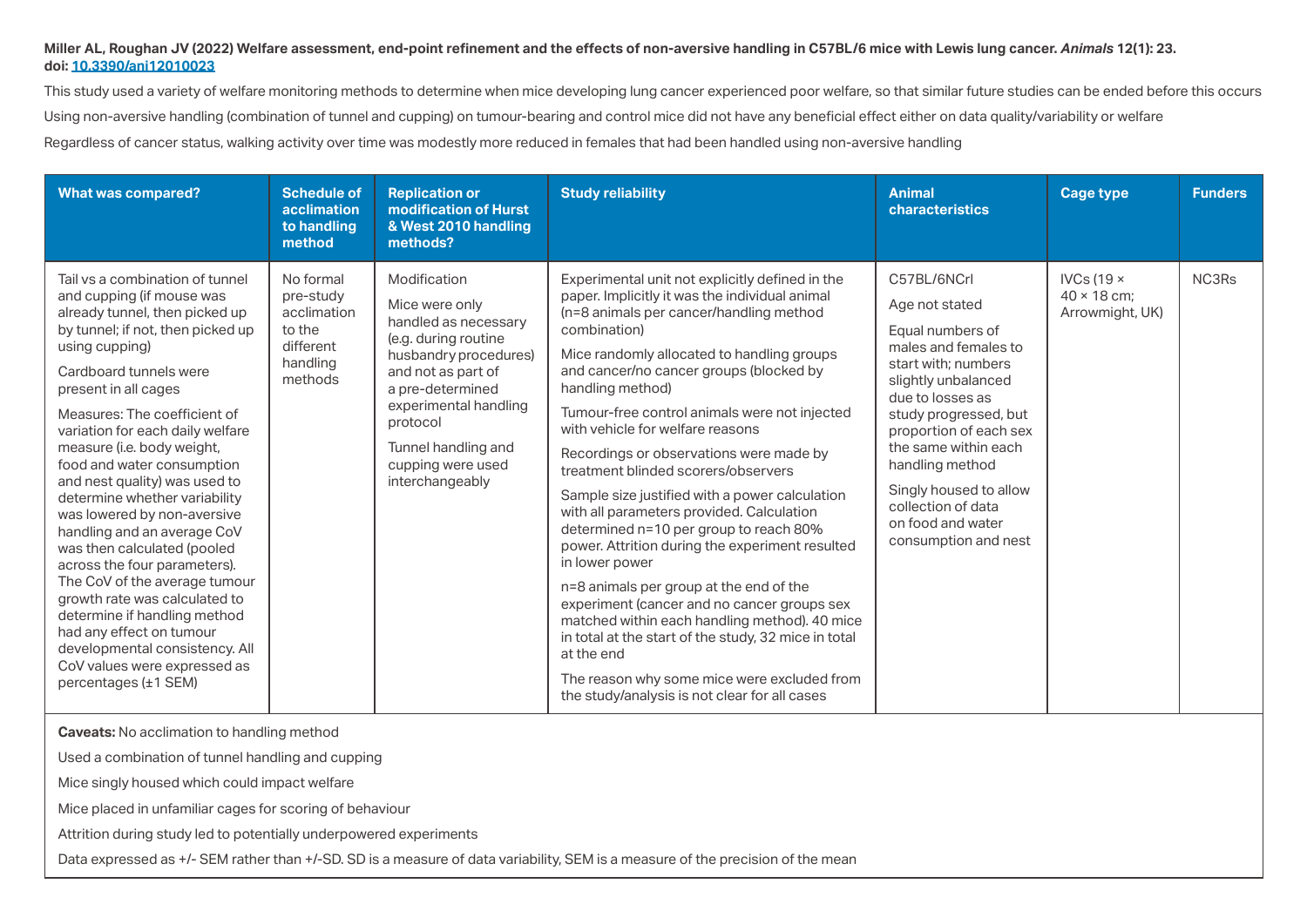**Miller AL, Roughan JV (2022) Welfare assessment, end-point refinement and the effects of non-aversive handling in C57BL/6 mice with Lewis lung cancer. *Animals* 12(1): 23. doi: 10.3390/ani12010023**

This study used a variety of welfare monitoring methods to determine when mice developing lung cancer experienced poor welfare, so that similar future studies can be ended before this occurs

Using non-aversive handling (combination of tunnel and cupping) on tumour-bearing and control mice did not have any beneficial effect either on data quality/variability or welfare

Regardless of cancer status, walking activity over time was modestly more reduced in females that had been handled using non-aversive handling

| What was compared? | Schedule of acclimation to handling method | Replication or modification of Hurst & West 2010 handling methods? | Study reliability | Animal characteristics | Cage type | Funders |
|---|---|---|---|---|---|---|
| Tail vs a combination of tunnel and cupping (if mouse was already tunnel, then picked up by tunnel; if not, then picked up using cupping)<br><br>Cardboard tunnels were present in all cages<br><br>Measures: The coefficient of variation for each daily welfare measure (i.e. body weight, food and water consumption and nest quality) was used to determine whether variability was lowered by non-aversive handling and an average CoV was then calculated (pooled across the four parameters). The CoV of the average tumour growth rate was calculated to determine if handling method had any effect on tumour developmental consistency. All CoV values were expressed as percentages (±1 SEM) | No formal pre-study acclimation to the different handling methods | Modification<br><br>Mice were only handled as necessary (e.g. during routine husbandry procedures) and not as part of a pre-determined experimental handling protocol<br><br>Tunnel handling and cupping were used interchangeably | Experimental unit not explicitly defined in the paper. Implicitly it was the individual animal (n=8 animals per cancer/handling method combination)<br><br>Mice randomly allocated to handling groups and cancer/no cancer groups (blocked by handling method)<br><br>Tumour-free control animals were not injected with vehicle for welfare reasons<br><br>Recordings or observations were made by treatment blinded scorers/observers<br><br>Sample size justified with a power calculation with all parameters provided. Calculation determined n=10 per group to reach 80% power. Attrition during the experiment resulted in lower power<br><br>n=8 animals per group at the end of the experiment (cancer and no cancer groups sex matched within each handling method). 40 mice in total at the start of the study, 32 mice in total at the end<br><br>The reason why some mice were excluded from the study/analysis is not clear for all cases | C57BL/6NCrl<br><br>Age not stated<br><br>Equal numbers of males and females to start with; numbers slightly unbalanced due to losses as study progressed, but proportion of each sex the same within each handling method<br><br>Singly housed to allow collection of data on food and water consumption and nest | IVCs (19 × 40 × 18 cm; Arrowmight, UK) | NC3Rs |

**Caveats:** No acclimation to handling method

Used a combination of tunnel handling and cupping

Mice singly housed which could impact welfare

Mice placed in unfamiliar cages for scoring of behaviour

Attrition during study led to potentially underpowered experiments

Data expressed as +/- SEM rather than +/-SD. SD is a measure of data variability, SEM is a measure of the precision of the mean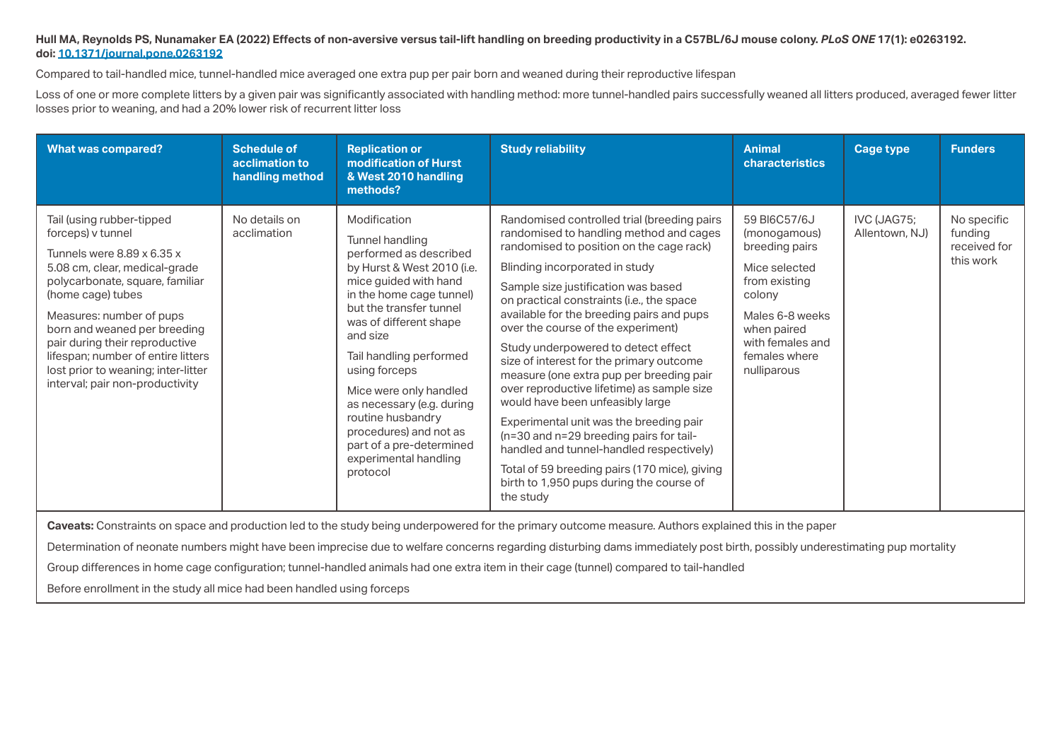**Hull MA, Reynolds PS, Nunamaker EA (2022) Effects of non-aversive versus tail-lift handling on breeding productivity in a C57BL/6J mouse colony. *PLoS ONE* 17(1): e0263192. doi: [10.1371/journal.pone.0263192](https://doi.org/10.1371/journal.pone.0263192)**

Compared to tail-handled mice, tunnel-handled mice averaged one extra pup per pair born and weaned during their reproductive lifespan

Loss of one or more complete litters by a given pair was significantly associated with handling method: more tunnel-handled pairs successfully weaned all litters produced, averaged fewer litter losses prior to weaning, and had a 20% lower risk of recurrent litter loss

| What was compared? | Schedule of acclimation to handling method | Replication or modification of Hurst & West 2010 handling methods? | Study reliability | Animal characteristics | Cage type | Funders |
|---|---|---|---|---|---|---|
| Tail (using rubber-tipped forceps) v tunnel<br><br>Tunnels were 8.89 x 6.35 x 5.08 cm, clear, medical-grade polycarbonate, square, familiar (home cage) tubes<br><br>Measures: number of pups born and weaned per breeding pair during their reproductive lifespan; number of entire litters lost prior to weaning; inter-litter interval; pair non-productivity | No details on acclimation | Modification<br><br>Tunnel handling performed as described by Hurst & West 2010 (i.e. mice guided with hand in the home cage tunnel) but the transfer tunnel was of different shape and size<br><br>Tail handling performed using forceps<br><br>Mice were only handled as necessary (e.g. during routine husbandry procedures) and not as part of a pre-determined experimental handling protocol | Randomised controlled trial (breeding pairs randomised to handling method and cages randomised to position on the cage rack)<br><br>Blinding incorporated in study<br><br>Sample size justification was based on practical constraints (i.e., the space available for the breeding pairs and pups over the course of the experiment)<br><br>Study underpowered to detect effect size of interest for the primary outcome measure (one extra pup per breeding pair over reproductive lifetime) as sample size would have been unfeasibly large<br><br>Experimental unit was the breeding pair (n=30 and n=29 breeding pairs for tail-handled and tunnel-handled respectively)<br><br>Total of 59 breeding pairs (170 mice), giving birth to 1,950 pups during the course of the study | 59 Bl6C57/6J (monogamous) breeding pairs<br><br>Mice selected from existing colony<br><br>Males 6-8 weeks when paired with females and females where nulliparous | IVC (JAG75; Allentown, NJ) | No specific funding received for this work |

**Caveats:** Constraints on space and production led to the study being underpowered for the primary outcome measure. Authors explained this in the paper

Determination of neonate numbers might have been imprecise due to welfare concerns regarding disturbing dams immediately post birth, possibly underestimating pup mortality

Group differences in home cage configuration; tunnel-handled animals had one extra item in their cage (tunnel) compared to tail-handled

Before enrollment in the study all mice had been handled using forceps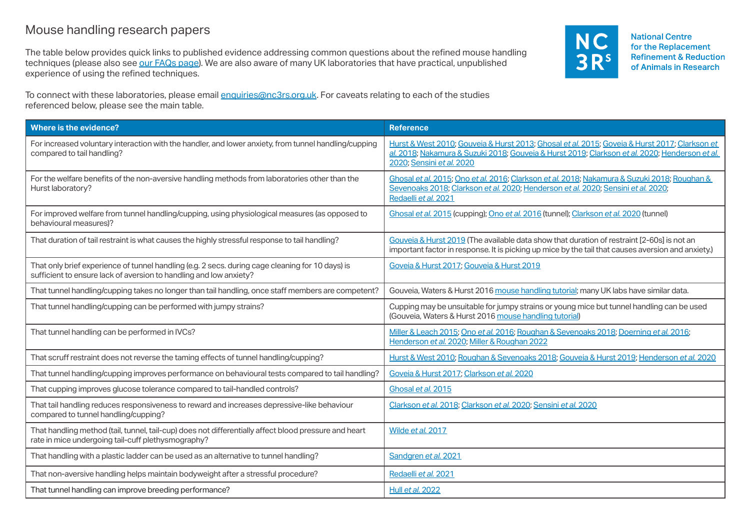# Mouse handling research papers

The table below provides quick links to published evidence addressing common questions about the refined mouse handling techniques (please also see our FAQs page). We are also aware of many UK laboratories that have practical, unpublished experience of using the refined techniques.

To connect with these laboratories, please email enquiries@nc3rs.org.uk. For caveats relating to each of the studies referenced below, please see the main table.

National Centre for the Replacement Refinement & Reduction of Animals in Research

| Where is the evidence? | Reference |
|---|---|
| For increased voluntary interaction with the handler, and lower anxiety, from tunnel handling/cupping compared to tail handling? | Hurst & West 2010; Gouveia & Hurst 2013; Ghosal *et al.* 2015; Goveia & Hurst 2017; Clarkson *et al.* 2018; Nakamura & Suzuki 2018; Gouveia & Hurst 2019; Clarkson *et al.* 2020; Henderson *et al.* 2020; Sensini *et al.* 2020 |
| For the welfare benefits of the non-aversive handling methods from laboratories other than the Hurst laboratory? | Ghosal *et al.* 2015; Ono *et al.* 2016; Clarkson *et al.* 2018; Nakamura & Suzuki 2018; Roughan & Sevenoaks 2018; Clarkson *et al.* 2020; Henderson *et al.* 2020; Sensini *et al.* 2020; Redaelli *et al.* 2021 |
| For improved welfare from tunnel handling/cupping, using physiological measures (as opposed to behavioural measures)? | Ghosal *et al.* 2015 (cupping); Ono *et al.* 2016 (tunnel); Clarkson *et al.* 2020 (tunnel) |
| That duration of tail restraint is what causes the highly stressful response to tail handling? | Gouveia & Hurst 2019 (The available data show that duration of restraint [2-60s] is not an important factor in response. It is picking up mice by the tail that causes aversion and anxiety.) |
| That only brief experience of tunnel handling (e.g. 2 secs. during cage cleaning for 10 days) is sufficient to ensure lack of aversion to handling and low anxiety? | Goveia & Hurst 2017; Gouveia & Hurst 2019 |
| That tunnel handling/cupping takes no longer than tail handling, once staff members are competent? | Gouveia, Waters & Hurst 2016 mouse handling tutorial; many UK labs have similar data. |
| That tunnel handling/cupping can be performed with jumpy strains? | Cupping may be unsuitable for jumpy strains or young mice but tunnel handling can be used (Gouveia, Waters & Hurst 2016 mouse handling tutorial) |
| That tunnel handling can be performed in IVCs? | Miller & Leach 2015; Ono *et al.* 2016; Roughan & Sevenoaks 2018; Doerning *et al.* 2016; Henderson *et al.* 2020; Miller & Roughan 2022 |
| That scruff restraint does not reverse the taming effects of tunnel handling/cupping? | Hurst & West 2010; Roughan & Sevenoaks 2018; Gouveia & Hurst 2019; Henderson *et al.* 2020 |
| That tunnel handling/cupping improves performance on behavioural tests compared to tail handling? | Goveia & Hurst 2017; Clarkson *et al.* 2020 |
| That cupping improves glucose tolerance compared to tail-handled controls? | Ghosal *et al.* 2015 |
| That tail handling reduces responsiveness to reward and increases depressive-like behaviour compared to tunnel handling/cupping? | Clarkson *et al.* 2018; Clarkson *et al.* 2020; Sensini *et al.* 2020 |
| That handling method (tail, tunnel, tail-cup) does not differentially affect blood pressure and heart rate in mice undergoing tail-cuff plethysmography? | Wilde *et al.* 2017 |
| That handling with a plastic ladder can be used as an alternative to tunnel handling? | Sandgren *et al.* 2021 |
| That non-aversive handling helps maintain bodyweight after a stressful procedure? | Redaelli *et al.* 2021 |
| That tunnel handling can improve breeding performance? | Hull *et al.* 2022 |